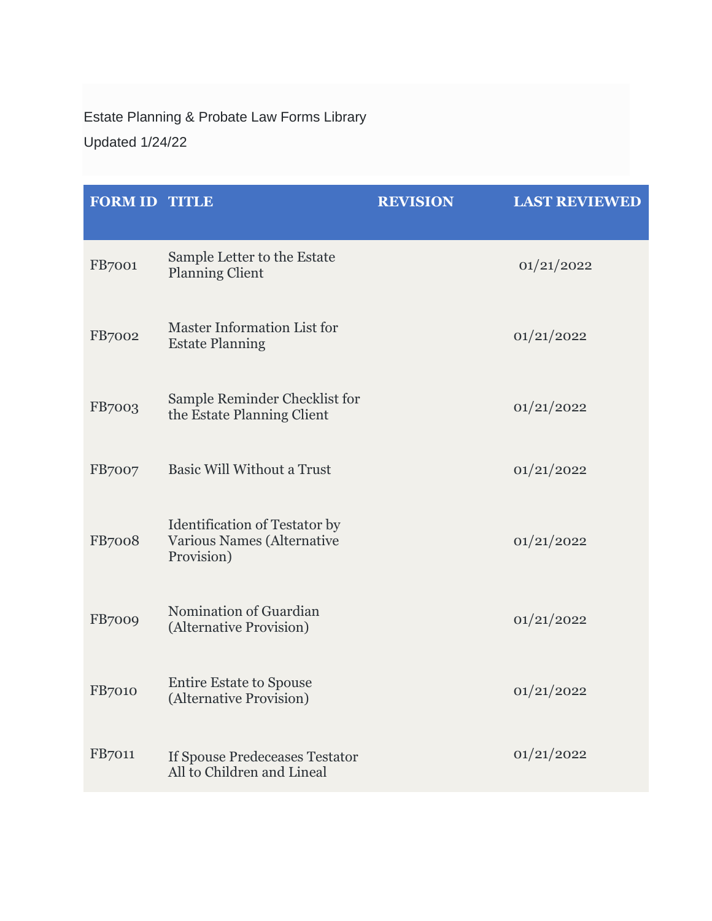Estate Planning & Probate Law Forms Library

Updated 1/24/22

| FORM ID | TITLE | REVISION | LAST REVIEWED |
| --- | --- | --- | --- |
| FB7001 | Sample Letter to the Estate Planning Client | | 01/21/2022 |
| FB7002 | Master Information List for Estate Planning | | 01/21/2022 |
| FB7003 | Sample Reminder Checklist for the Estate Planning Client | | 01/21/2022 |
| FB7007 | Basic Will Without a Trust | | 01/21/2022 |
| FB7008 | Identification of Testator by Various Names (Alternative Provision) | | 01/21/2022 |
| FB7009 | Nomination of Guardian (Alternative Provision) | | 01/21/2022 |
| FB7010 | Entire Estate to Spouse (Alternative Provision) | | 01/21/2022 |
| FB7011 | If Spouse Predeceases Testator All to Children and Lineal | | 01/21/2022 |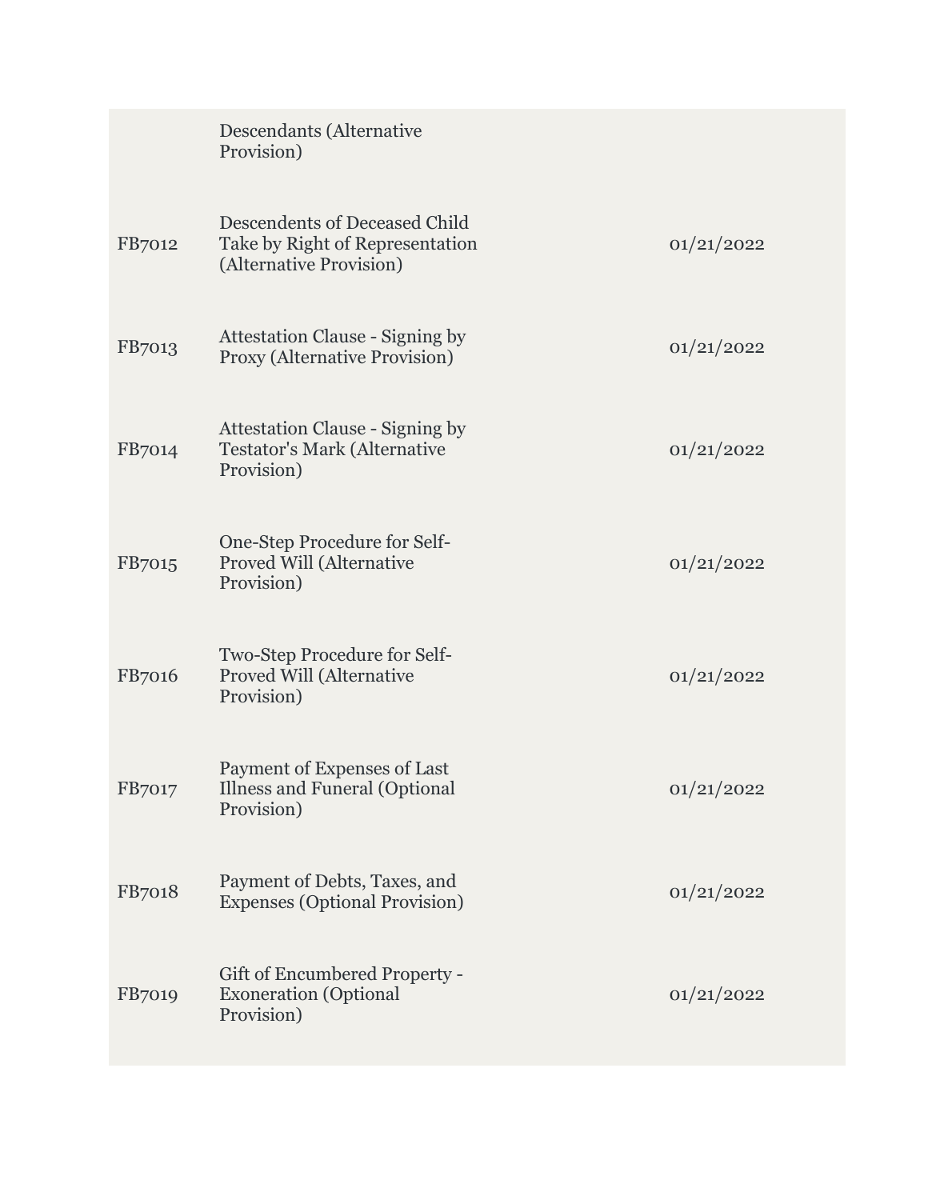| | | |
|---|---|---|
| | Descendants (Alternative Provision) | |
| FB7012 | Descendents of Deceased Child Take by Right of Representation (Alternative Provision) | 01/21/2022 |
| FB7013 | Attestation Clause - Signing by Proxy (Alternative Provision) | 01/21/2022 |
| FB7014 | Attestation Clause - Signing by Testator's Mark (Alternative Provision) | 01/21/2022 |
| FB7015 | One-Step Procedure for Self-Proved Will (Alternative Provision) | 01/21/2022 |
| FB7016 | Two-Step Procedure for Self-Proved Will (Alternative Provision) | 01/21/2022 |
| FB7017 | Payment of Expenses of Last Illness and Funeral (Optional Provision) | 01/21/2022 |
| FB7018 | Payment of Debts, Taxes, and Expenses (Optional Provision) | 01/21/2022 |
| FB7019 | Gift of Encumbered Property - Exoneration (Optional Provision) | 01/21/2022 |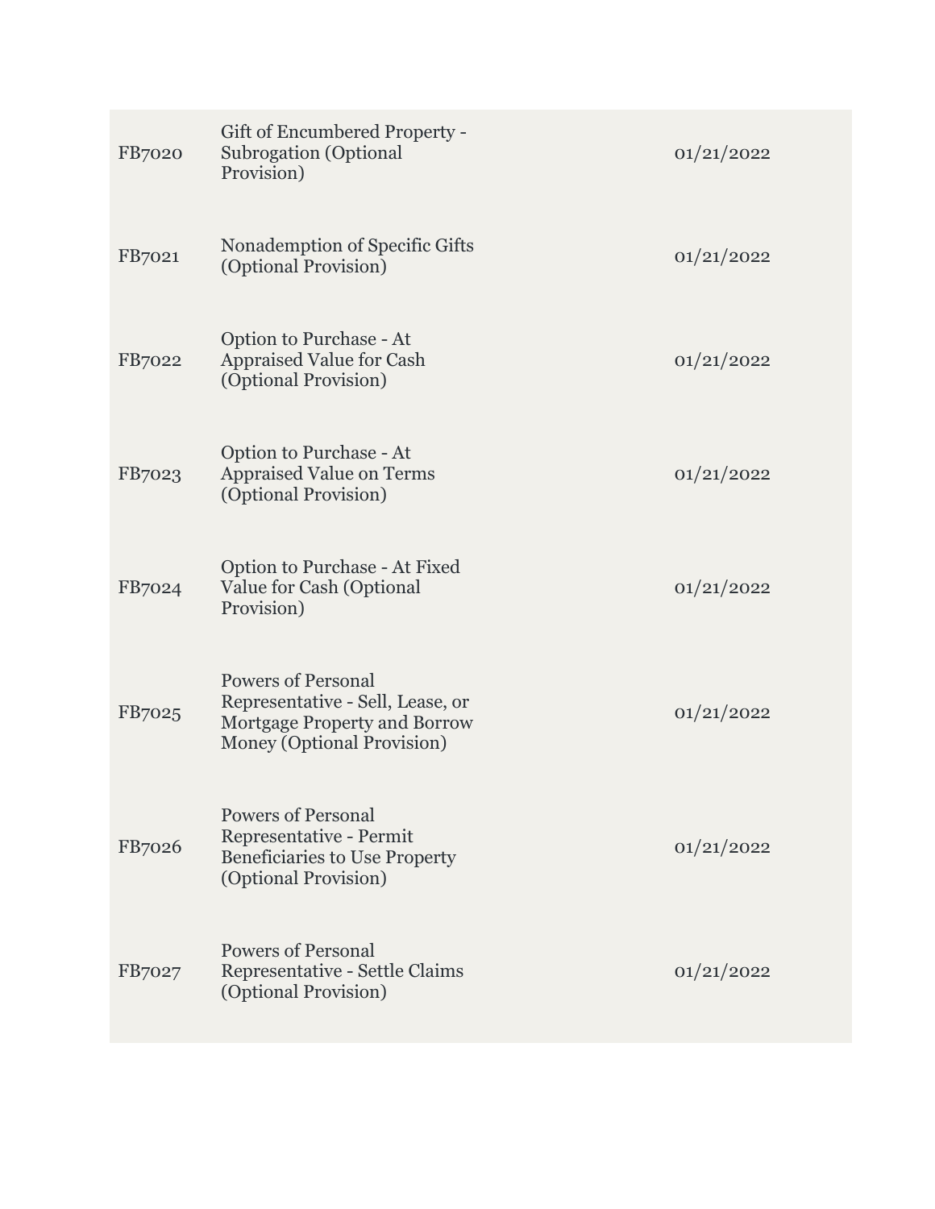| | | |
|---|---|---|
| FB7020 | Gift of Encumbered Property - Subrogation (Optional Provision) | 01/21/2022 |
| FB7021 | Nonademption of Specific Gifts (Optional Provision) | 01/21/2022 |
| FB7022 | Option to Purchase - At Appraised Value for Cash (Optional Provision) | 01/21/2022 |
| FB7023 | Option to Purchase - At Appraised Value on Terms (Optional Provision) | 01/21/2022 |
| FB7024 | Option to Purchase - At Fixed Value for Cash (Optional Provision) | 01/21/2022 |
| FB7025 | Powers of Personal Representative - Sell, Lease, or Mortgage Property and Borrow Money (Optional Provision) | 01/21/2022 |
| FB7026 | Powers of Personal Representative - Permit Beneficiaries to Use Property (Optional Provision) | 01/21/2022 |
| FB7027 | Powers of Personal Representative - Settle Claims (Optional Provision) | 01/21/2022 |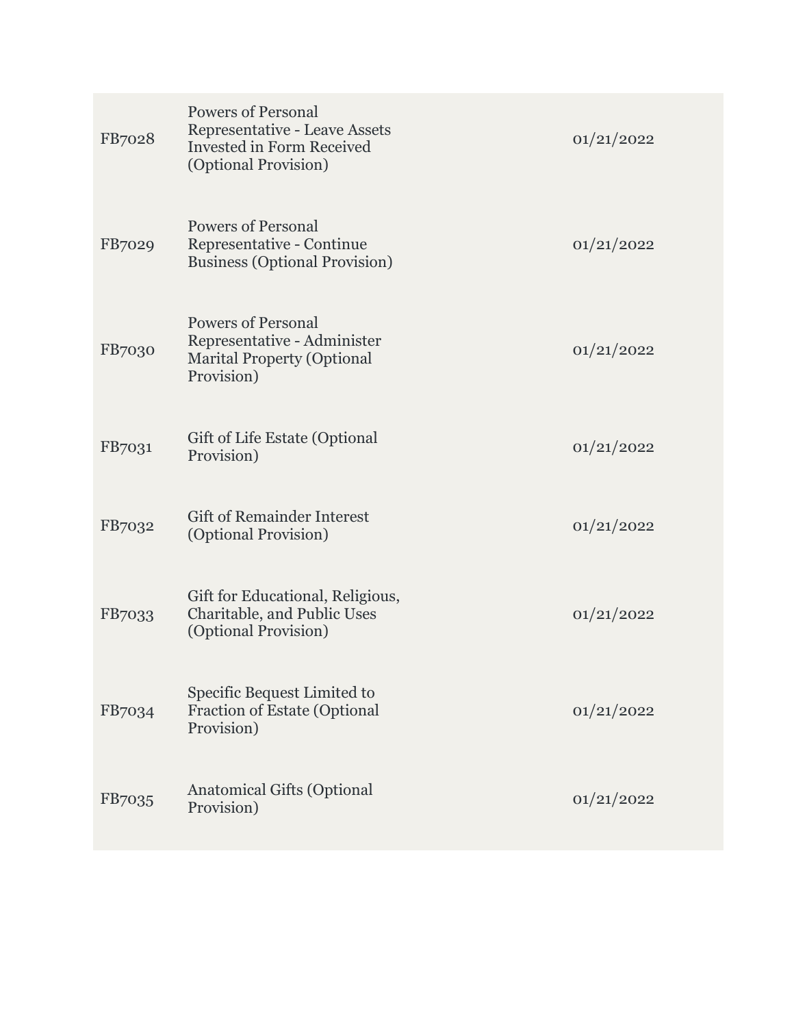| | | |
|---|---|---|
| FB7028 | Powers of Personal Representative - Leave Assets Invested in Form Received (Optional Provision) | 01/21/2022 |
| FB7029 | Powers of Personal Representative - Continue Business (Optional Provision) | 01/21/2022 |
| FB7030 | Powers of Personal Representative - Administer Marital Property (Optional Provision) | 01/21/2022 |
| FB7031 | Gift of Life Estate (Optional Provision) | 01/21/2022 |
| FB7032 | Gift of Remainder Interest (Optional Provision) | 01/21/2022 |
| FB7033 | Gift for Educational, Religious, Charitable, and Public Uses (Optional Provision) | 01/21/2022 |
| FB7034 | Specific Bequest Limited to Fraction of Estate (Optional Provision) | 01/21/2022 |
| FB7035 | Anatomical Gifts (Optional Provision) | 01/21/2022 |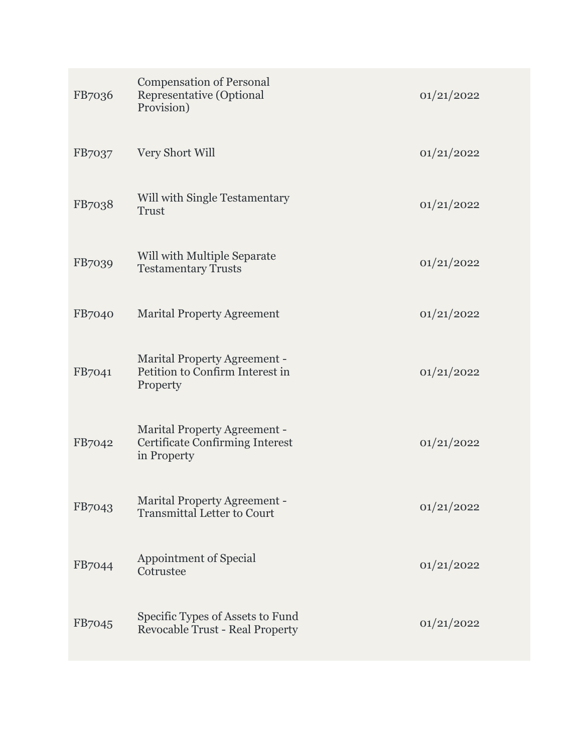| | | |
|---|---|---|
| FB7036 | Compensation of Personal Representative (Optional Provision) | 01/21/2022 |
| FB7037 | Very Short Will | 01/21/2022 |
| FB7038 | Will with Single Testamentary Trust | 01/21/2022 |
| FB7039 | Will with Multiple Separate Testamentary Trusts | 01/21/2022 |
| FB7040 | Marital Property Agreement | 01/21/2022 |
| FB7041 | Marital Property Agreement - Petition to Confirm Interest in Property | 01/21/2022 |
| FB7042 | Marital Property Agreement - Certificate Confirming Interest in Property | 01/21/2022 |
| FB7043 | Marital Property Agreement - Transmittal Letter to Court | 01/21/2022 |
| FB7044 | Appointment of Special Cotrustee | 01/21/2022 |
| FB7045 | Specific Types of Assets to Fund Revocable Trust - Real Property | 01/21/2022 |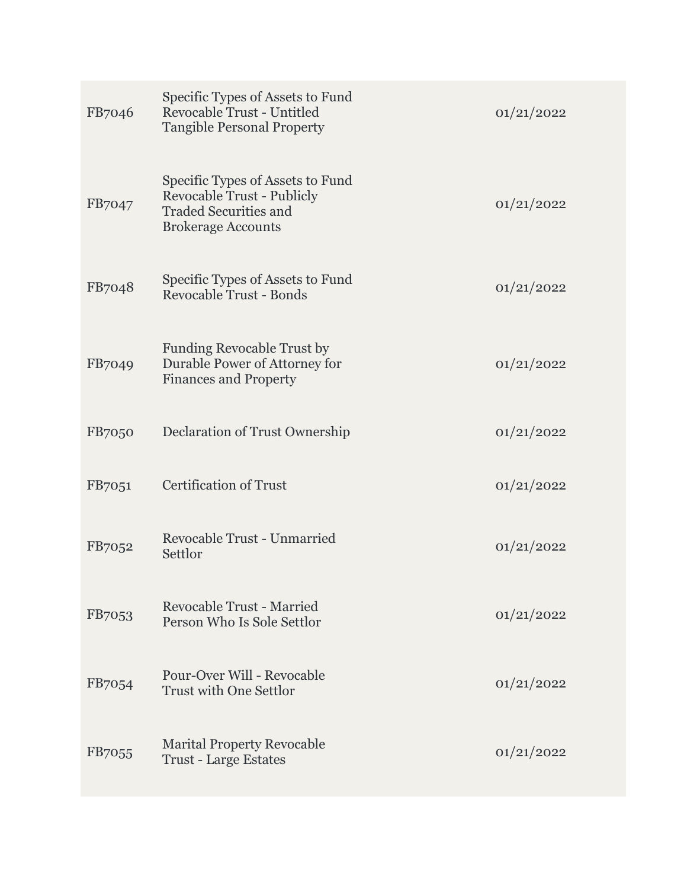| | | |
|---|---|---|
| FB7046 | Specific Types of Assets to Fund Revocable Trust - Untitled Tangible Personal Property | 01/21/2022 |
| FB7047 | Specific Types of Assets to Fund Revocable Trust - Publicly Traded Securities and Brokerage Accounts | 01/21/2022 |
| FB7048 | Specific Types of Assets to Fund Revocable Trust - Bonds | 01/21/2022 |
| FB7049 | Funding Revocable Trust by Durable Power of Attorney for Finances and Property | 01/21/2022 |
| FB7050 | Declaration of Trust Ownership | 01/21/2022 |
| FB7051 | Certification of Trust | 01/21/2022 |
| FB7052 | Revocable Trust - Unmarried Settlor | 01/21/2022 |
| FB7053 | Revocable Trust - Married Person Who Is Sole Settlor | 01/21/2022 |
| FB7054 | Pour-Over Will - Revocable Trust with One Settlor | 01/21/2022 |
| FB7055 | Marital Property Revocable Trust - Large Estates | 01/21/2022 |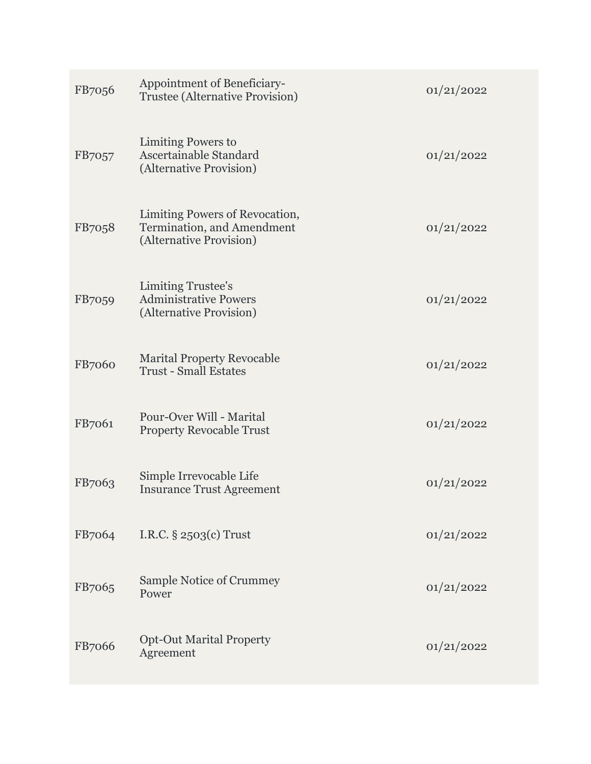| | | |
|---|---|---|
| FB7056 | Appointment of Beneficiary-Trustee (Alternative Provision) | 01/21/2022 |
| FB7057 | Limiting Powers to Ascertainable Standard (Alternative Provision) | 01/21/2022 |
| FB7058 | Limiting Powers of Revocation, Termination, and Amendment (Alternative Provision) | 01/21/2022 |
| FB7059 | Limiting Trustee's Administrative Powers (Alternative Provision) | 01/21/2022 |
| FB7060 | Marital Property Revocable Trust - Small Estates | 01/21/2022 |
| FB7061 | Pour-Over Will - Marital Property Revocable Trust | 01/21/2022 |
| FB7063 | Simple Irrevocable Life Insurance Trust Agreement | 01/21/2022 |
| FB7064 | I.R.C. § 2503(c) Trust | 01/21/2022 |
| FB7065 | Sample Notice of Crummey Power | 01/21/2022 |
| FB7066 | Opt-Out Marital Property Agreement | 01/21/2022 |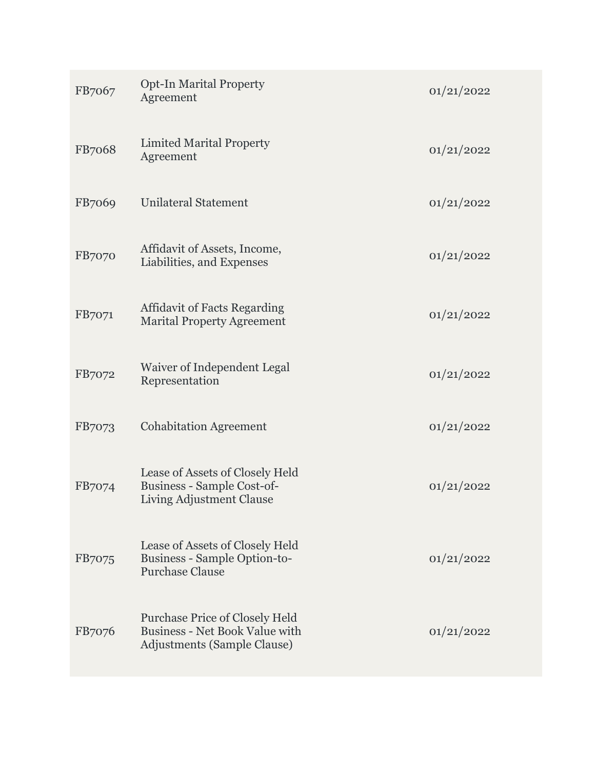| | | |
|---|---|---|
| FB7067 | Opt-In Marital Property Agreement | 01/21/2022 |
| FB7068 | Limited Marital Property Agreement | 01/21/2022 |
| FB7069 | Unilateral Statement | 01/21/2022 |
| FB7070 | Affidavit of Assets, Income, Liabilities, and Expenses | 01/21/2022 |
| FB7071 | Affidavit of Facts Regarding Marital Property Agreement | 01/21/2022 |
| FB7072 | Waiver of Independent Legal Representation | 01/21/2022 |
| FB7073 | Cohabitation Agreement | 01/21/2022 |
| FB7074 | Lease of Assets of Closely Held Business - Sample Cost-of-Living Adjustment Clause | 01/21/2022 |
| FB7075 | Lease of Assets of Closely Held Business - Sample Option-to-Purchase Clause | 01/21/2022 |
| FB7076 | Purchase Price of Closely Held Business - Net Book Value with Adjustments (Sample Clause) | 01/21/2022 |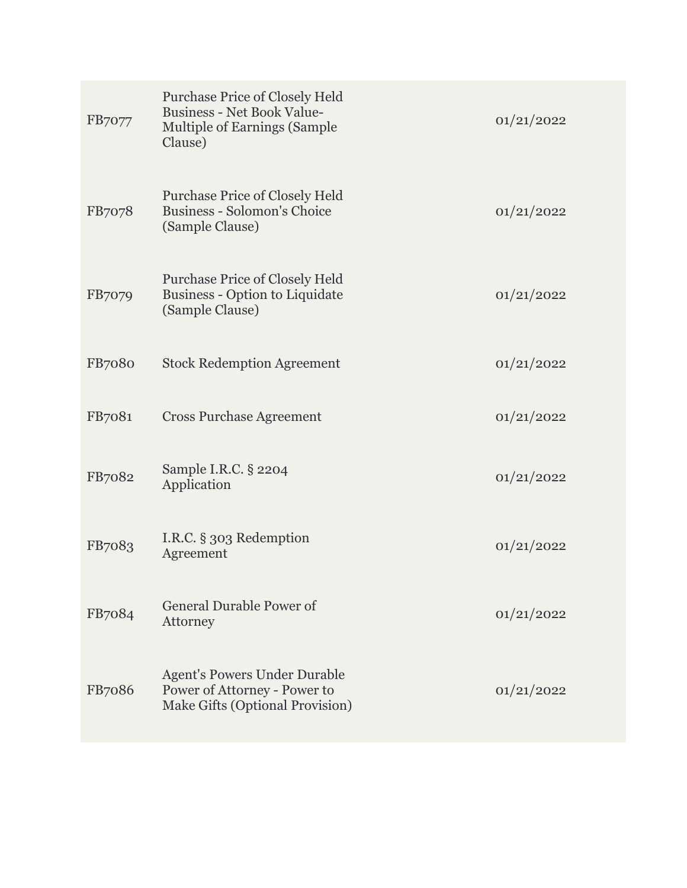| | | |
|---|---|---|
| FB7077 | Purchase Price of Closely Held Business - Net Book Value-Multiple of Earnings (Sample Clause) | 01/21/2022 |
| FB7078 | Purchase Price of Closely Held Business - Solomon's Choice (Sample Clause) | 01/21/2022 |
| FB7079 | Purchase Price of Closely Held Business - Option to Liquidate (Sample Clause) | 01/21/2022 |
| FB7080 | Stock Redemption Agreement | 01/21/2022 |
| FB7081 | Cross Purchase Agreement | 01/21/2022 |
| FB7082 | Sample I.R.C. § 2204 Application | 01/21/2022 |
| FB7083 | I.R.C. § 303 Redemption Agreement | 01/21/2022 |
| FB7084 | General Durable Power of Attorney | 01/21/2022 |
| FB7086 | Agent's Powers Under Durable Power of Attorney - Power to Make Gifts (Optional Provision) | 01/21/2022 |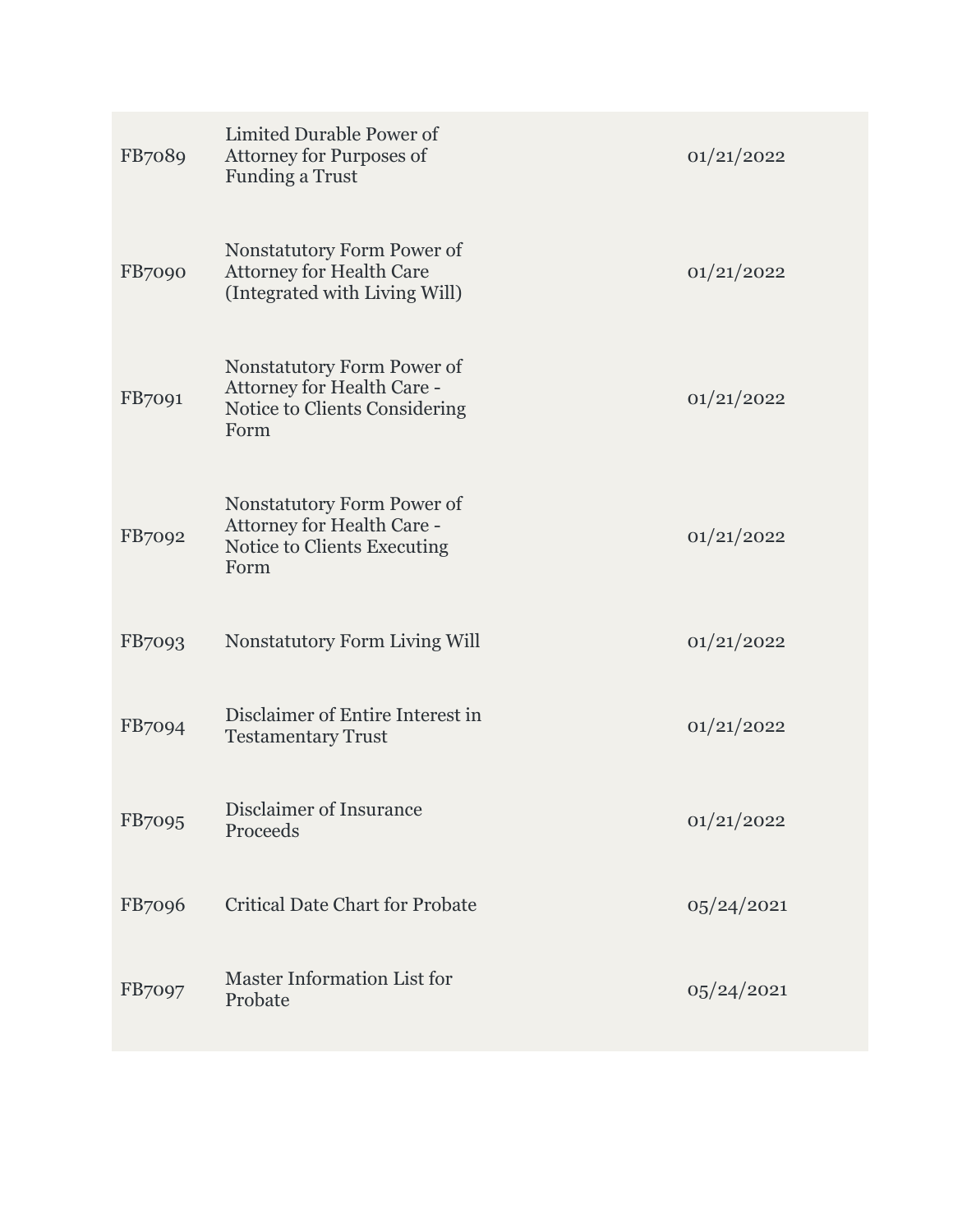| | | |
|---|---|---|
| FB7089 | Limited Durable Power of Attorney for Purposes of Funding a Trust | 01/21/2022 |
| FB7090 | Nonstatutory Form Power of Attorney for Health Care (Integrated with Living Will) | 01/21/2022 |
| FB7091 | Nonstatutory Form Power of Attorney for Health Care - Notice to Clients Considering Form | 01/21/2022 |
| FB7092 | Nonstatutory Form Power of Attorney for Health Care - Notice to Clients Executing Form | 01/21/2022 |
| FB7093 | Nonstatutory Form Living Will | 01/21/2022 |
| FB7094 | Disclaimer of Entire Interest in Testamentary Trust | 01/21/2022 |
| FB7095 | Disclaimer of Insurance Proceeds | 01/21/2022 |
| FB7096 | Critical Date Chart for Probate | 05/24/2021 |
| FB7097 | Master Information List for Probate | 05/24/2021 |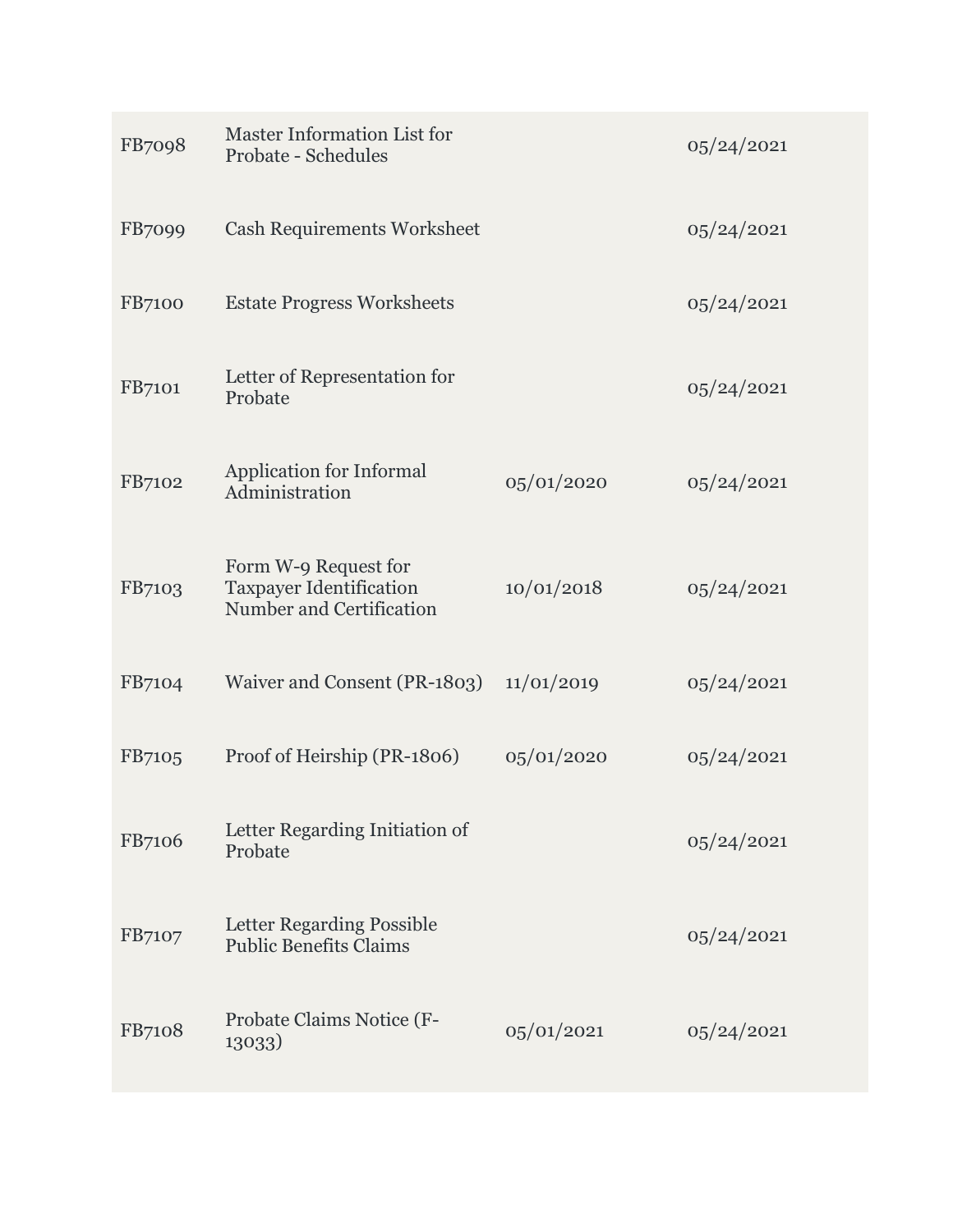| | | | |
|---|---|---|---|
| FB7098 | Master Information List for Probate - Schedules | | 05/24/2021 |
| FB7099 | Cash Requirements Worksheet | | 05/24/2021 |
| FB7100 | Estate Progress Worksheets | | 05/24/2021 |
| FB7101 | Letter of Representation for Probate | | 05/24/2021 |
| FB7102 | Application for Informal Administration | 05/01/2020 | 05/24/2021 |
| FB7103 | Form W-9 Request for Taxpayer Identification Number and Certification | 10/01/2018 | 05/24/2021 |
| FB7104 | Waiver and Consent (PR-1803) | 11/01/2019 | 05/24/2021 |
| FB7105 | Proof of Heirship (PR-1806) | 05/01/2020 | 05/24/2021 |
| FB7106 | Letter Regarding Initiation of Probate | | 05/24/2021 |
| FB7107 | Letter Regarding Possible Public Benefits Claims | | 05/24/2021 |
| FB7108 | Probate Claims Notice (F-13033) | 05/01/2021 | 05/24/2021 |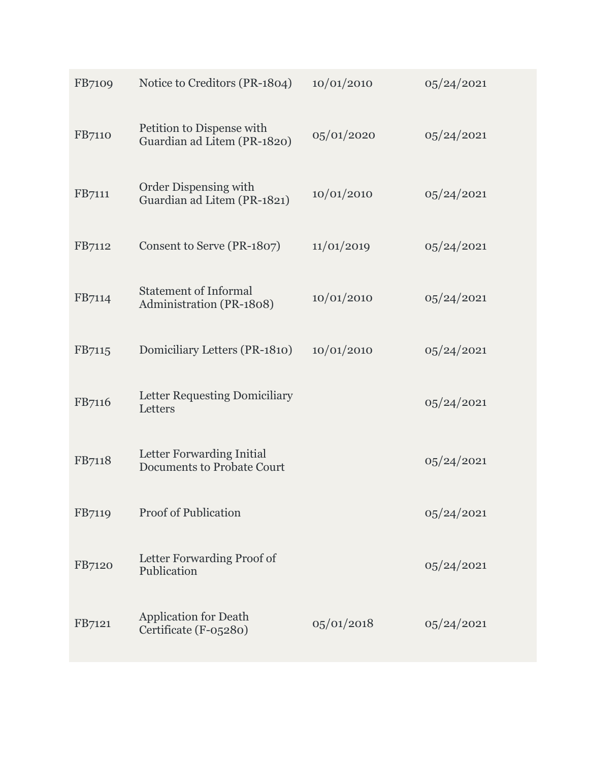| | | | |
|---|---|---|---|
| FB7109 | Notice to Creditors (PR-1804) | 10/01/2010 | 05/24/2021 |
| FB7110 | Petition to Dispense with Guardian ad Litem (PR-1820) | 05/01/2020 | 05/24/2021 |
| FB7111 | Order Dispensing with Guardian ad Litem (PR-1821) | 10/01/2010 | 05/24/2021 |
| FB7112 | Consent to Serve (PR-1807) | 11/01/2019 | 05/24/2021 |
| FB7114 | Statement of Informal Administration (PR-1808) | 10/01/2010 | 05/24/2021 |
| FB7115 | Domiciliary Letters (PR-1810) | 10/01/2010 | 05/24/2021 |
| FB7116 | Letter Requesting Domiciliary Letters | | 05/24/2021 |
| FB7118 | Letter Forwarding Initial Documents to Probate Court | | 05/24/2021 |
| FB7119 | Proof of Publication | | 05/24/2021 |
| FB7120 | Letter Forwarding Proof of Publication | | 05/24/2021 |
| FB7121 | Application for Death Certificate (F-05280) | 05/01/2018 | 05/24/2021 |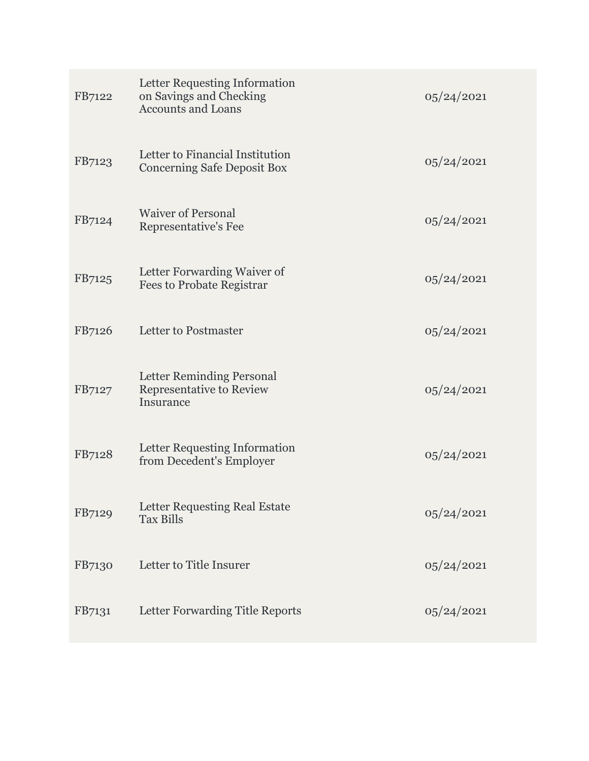| | | |
|---|---|---|
| FB7122 | Letter Requesting Information on Savings and Checking Accounts and Loans | 05/24/2021 |
| FB7123 | Letter to Financial Institution Concerning Safe Deposit Box | 05/24/2021 |
| FB7124 | Waiver of Personal Representative's Fee | 05/24/2021 |
| FB7125 | Letter Forwarding Waiver of Fees to Probate Registrar | 05/24/2021 |
| FB7126 | Letter to Postmaster | 05/24/2021 |
| FB7127 | Letter Reminding Personal Representative to Review Insurance | 05/24/2021 |
| FB7128 | Letter Requesting Information from Decedent's Employer | 05/24/2021 |
| FB7129 | Letter Requesting Real Estate Tax Bills | 05/24/2021 |
| FB7130 | Letter to Title Insurer | 05/24/2021 |
| FB7131 | Letter Forwarding Title Reports | 05/24/2021 |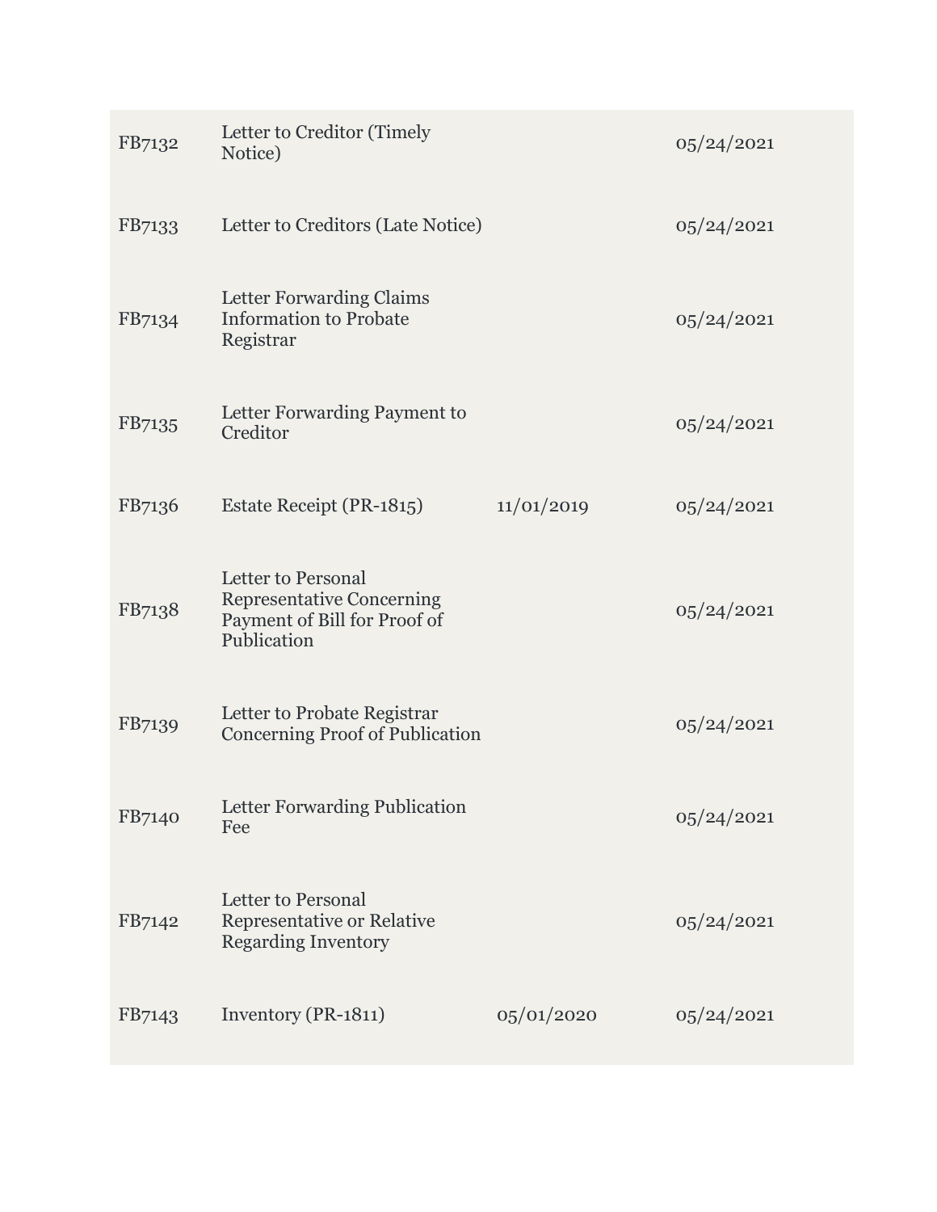| | | | |
|---|---|---|---|
| FB7132 | Letter to Creditor (Timely Notice) | | 05/24/2021 |
| FB7133 | Letter to Creditors (Late Notice) | | 05/24/2021 |
| FB7134 | Letter Forwarding Claims Information to Probate Registrar | | 05/24/2021 |
| FB7135 | Letter Forwarding Payment to Creditor | | 05/24/2021 |
| FB7136 | Estate Receipt (PR-1815) | 11/01/2019 | 05/24/2021 |
| FB7138 | Letter to Personal Representative Concerning Payment of Bill for Proof of Publication | | 05/24/2021 |
| FB7139 | Letter to Probate Registrar Concerning Proof of Publication | | 05/24/2021 |
| FB7140 | Letter Forwarding Publication Fee | | 05/24/2021 |
| FB7142 | Letter to Personal Representative or Relative Regarding Inventory | | 05/24/2021 |
| FB7143 | Inventory (PR-1811) | 05/01/2020 | 05/24/2021 |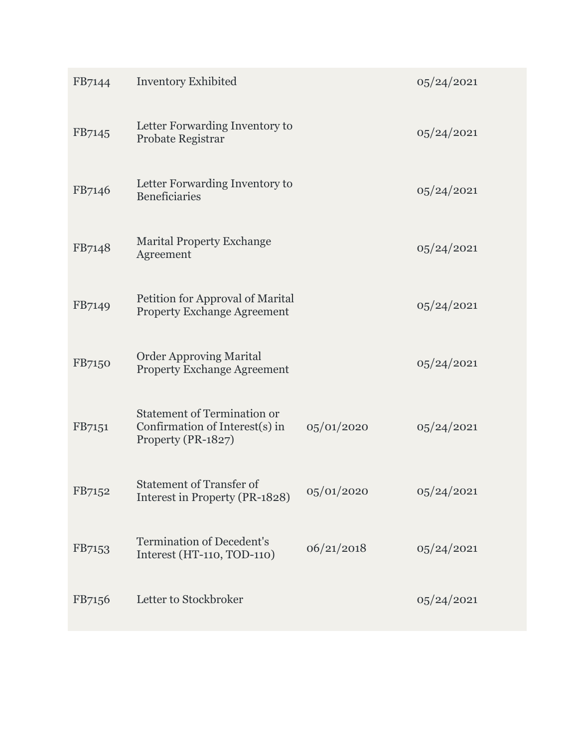| | | | |
|---|---|---|---|
| FB7144 | Inventory Exhibited | | 05/24/2021 |
| FB7145 | Letter Forwarding Inventory to Probate Registrar | | 05/24/2021 |
| FB7146 | Letter Forwarding Inventory to Beneficiaries | | 05/24/2021 |
| FB7148 | Marital Property Exchange Agreement | | 05/24/2021 |
| FB7149 | Petition for Approval of Marital Property Exchange Agreement | | 05/24/2021 |
| FB7150 | Order Approving Marital Property Exchange Agreement | | 05/24/2021 |
| FB7151 | Statement of Termination or Confirmation of Interest(s) in Property (PR-1827) | 05/01/2020 | 05/24/2021 |
| FB7152 | Statement of Transfer of Interest in Property (PR-1828) | 05/01/2020 | 05/24/2021 |
| FB7153 | Termination of Decedent's Interest (HT-110, TOD-110) | 06/21/2018 | 05/24/2021 |
| FB7156 | Letter to Stockbroker | | 05/24/2021 |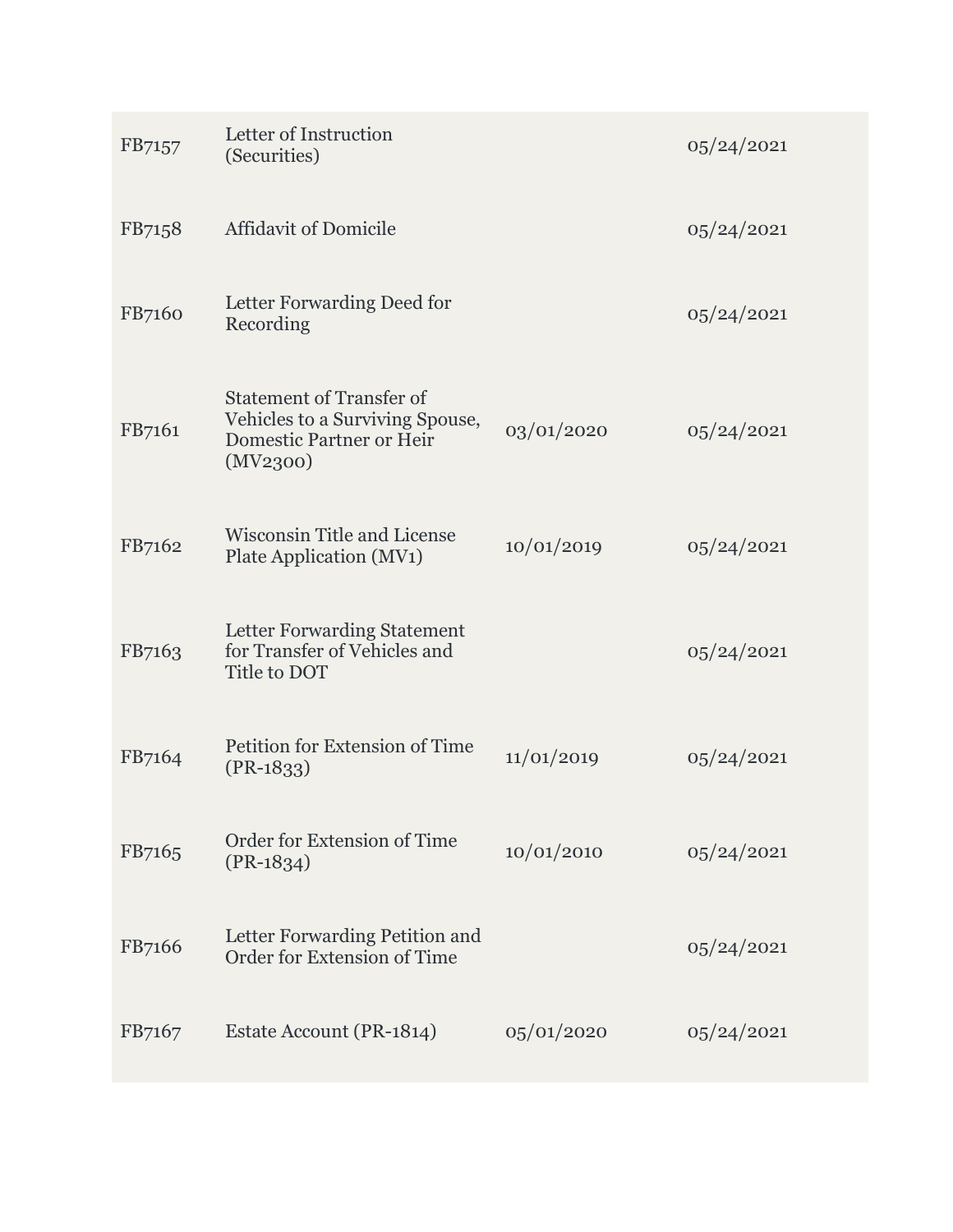| | | | |
|---|---|---|---|
| FB7157 | Letter of Instruction (Securities) | | 05/24/2021 |
| FB7158 | Affidavit of Domicile | | 05/24/2021 |
| FB7160 | Letter Forwarding Deed for Recording | | 05/24/2021 |
| FB7161 | Statement of Transfer of Vehicles to a Surviving Spouse, Domestic Partner or Heir (MV2300) | 03/01/2020 | 05/24/2021 |
| FB7162 | Wisconsin Title and License Plate Application (MV1) | 10/01/2019 | 05/24/2021 |
| FB7163 | Letter Forwarding Statement for Transfer of Vehicles and Title to DOT | | 05/24/2021 |
| FB7164 | Petition for Extension of Time (PR-1833) | 11/01/2019 | 05/24/2021 |
| FB7165 | Order for Extension of Time (PR-1834) | 10/01/2010 | 05/24/2021 |
| FB7166 | Letter Forwarding Petition and Order for Extension of Time | | 05/24/2021 |
| FB7167 | Estate Account (PR-1814) | 05/01/2020 | 05/24/2021 |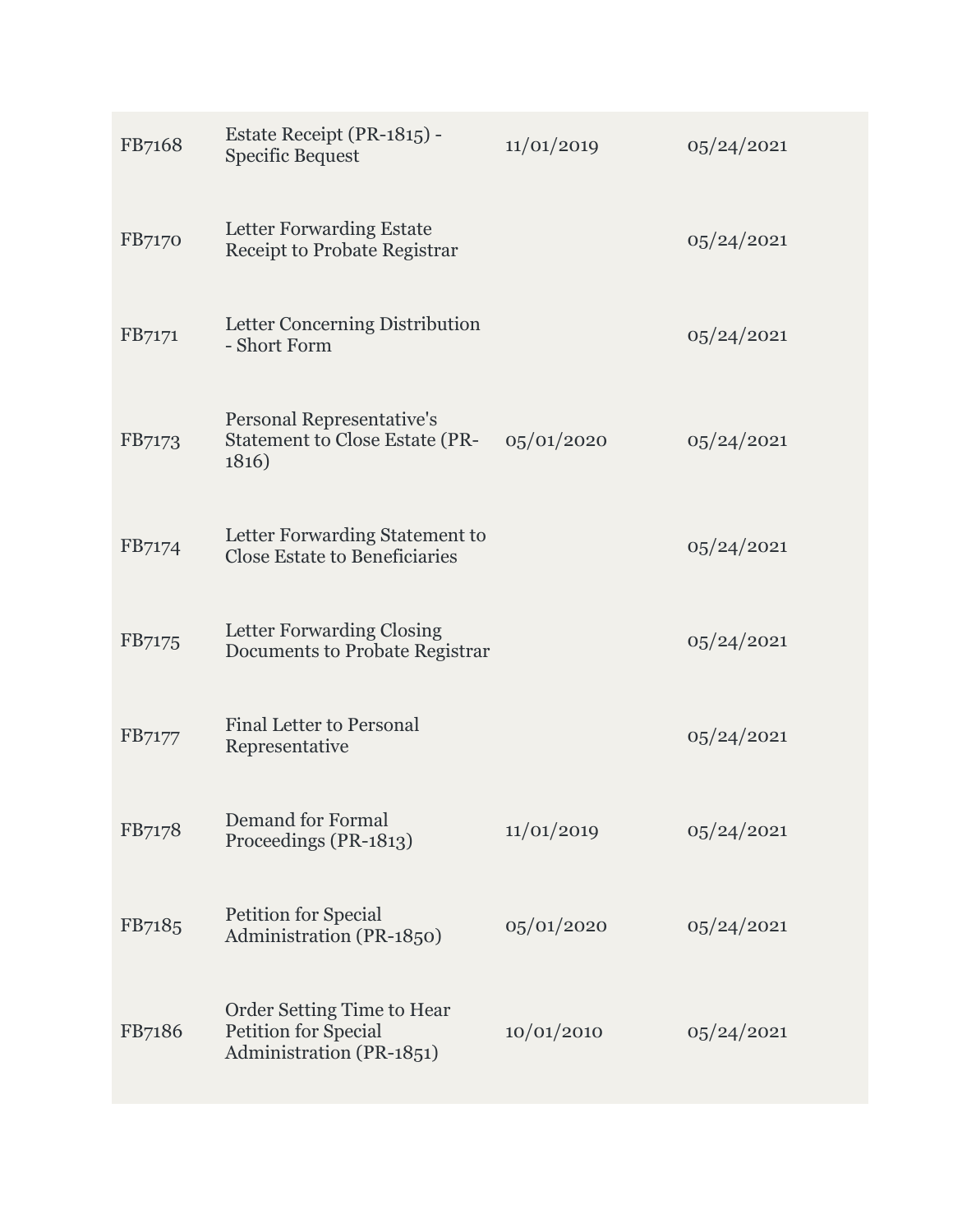| | | | |
|---|---|---|---|
| FB7168 | Estate Receipt (PR-1815) - Specific Bequest | 11/01/2019 | 05/24/2021 |
| FB7170 | Letter Forwarding Estate Receipt to Probate Registrar | | 05/24/2021 |
| FB7171 | Letter Concerning Distribution - Short Form | | 05/24/2021 |
| FB7173 | Personal Representative's Statement to Close Estate (PR-1816) | 05/01/2020 | 05/24/2021 |
| FB7174 | Letter Forwarding Statement to Close Estate to Beneficiaries | | 05/24/2021 |
| FB7175 | Letter Forwarding Closing Documents to Probate Registrar | | 05/24/2021 |
| FB7177 | Final Letter to Personal Representative | | 05/24/2021 |
| FB7178 | Demand for Formal Proceedings (PR-1813) | 11/01/2019 | 05/24/2021 |
| FB7185 | Petition for Special Administration (PR-1850) | 05/01/2020 | 05/24/2021 |
| FB7186 | Order Setting Time to Hear Petition for Special Administration (PR-1851) | 10/01/2010 | 05/24/2021 |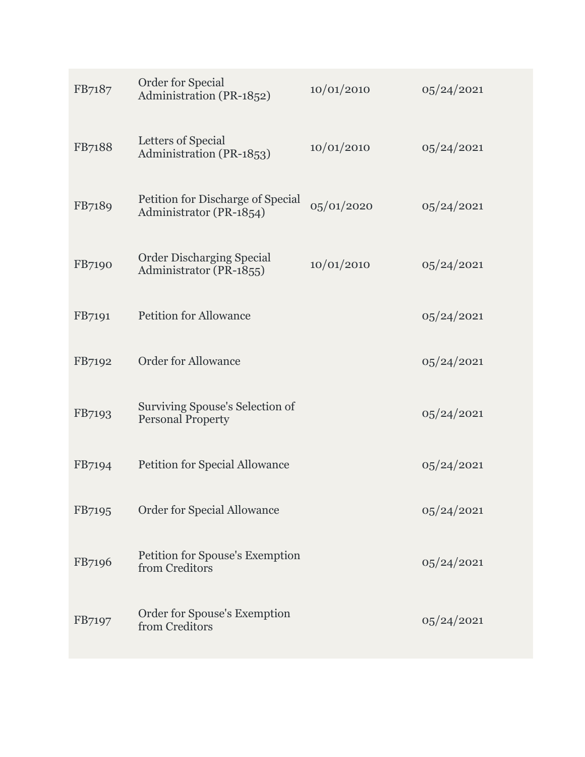| | | | |
|---|---|---|---|
| FB7187 | Order for Special Administration (PR-1852) | 10/01/2010 | 05/24/2021 |
| FB7188 | Letters of Special Administration (PR-1853) | 10/01/2010 | 05/24/2021 |
| FB7189 | Petition for Discharge of Special Administrator (PR-1854) | 05/01/2020 | 05/24/2021 |
| FB7190 | Order Discharging Special Administrator (PR-1855) | 10/01/2010 | 05/24/2021 |
| FB7191 | Petition for Allowance | | 05/24/2021 |
| FB7192 | Order for Allowance | | 05/24/2021 |
| FB7193 | Surviving Spouse's Selection of Personal Property | | 05/24/2021 |
| FB7194 | Petition for Special Allowance | | 05/24/2021 |
| FB7195 | Order for Special Allowance | | 05/24/2021 |
| FB7196 | Petition for Spouse's Exemption from Creditors | | 05/24/2021 |
| FB7197 | Order for Spouse's Exemption from Creditors | | 05/24/2021 |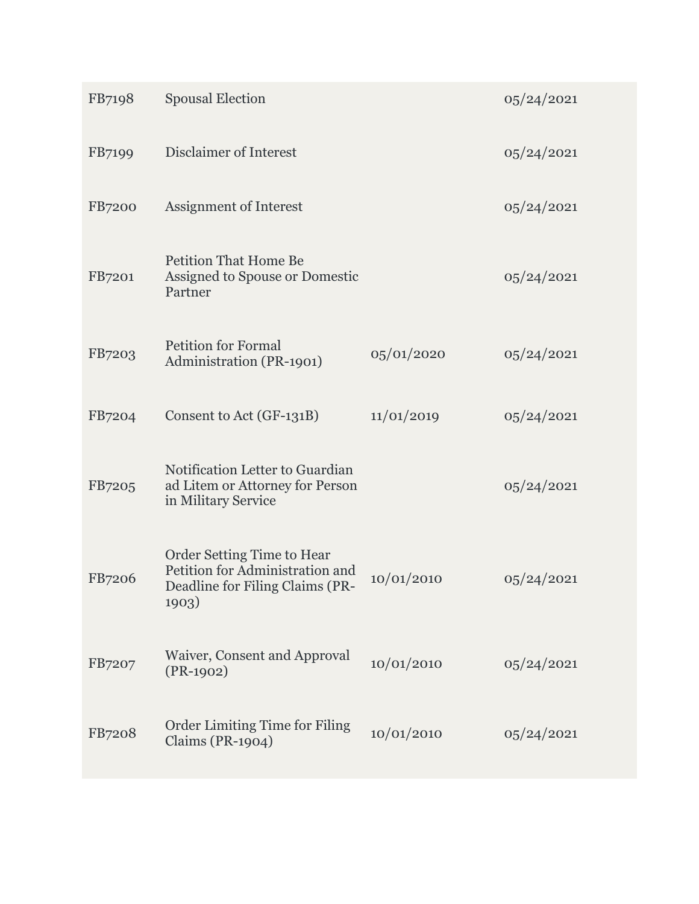| | | | |
|---|---|---|---|
| FB7198 | Spousal Election | | 05/24/2021 |
| FB7199 | Disclaimer of Interest | | 05/24/2021 |
| FB7200 | Assignment of Interest | | 05/24/2021 |
| FB7201 | Petition That Home Be Assigned to Spouse or Domestic Partner | | 05/24/2021 |
| FB7203 | Petition for Formal Administration (PR-1901) | 05/01/2020 | 05/24/2021 |
| FB7204 | Consent to Act (GF-131B) | 11/01/2019 | 05/24/2021 |
| FB7205 | Notification Letter to Guardian ad Litem or Attorney for Person in Military Service | | 05/24/2021 |
| FB7206 | Order Setting Time to Hear Petition for Administration and Deadline for Filing Claims (PR-1903) | 10/01/2010 | 05/24/2021 |
| FB7207 | Waiver, Consent and Approval (PR-1902) | 10/01/2010 | 05/24/2021 |
| FB7208 | Order Limiting Time for Filing Claims (PR-1904) | 10/01/2010 | 05/24/2021 |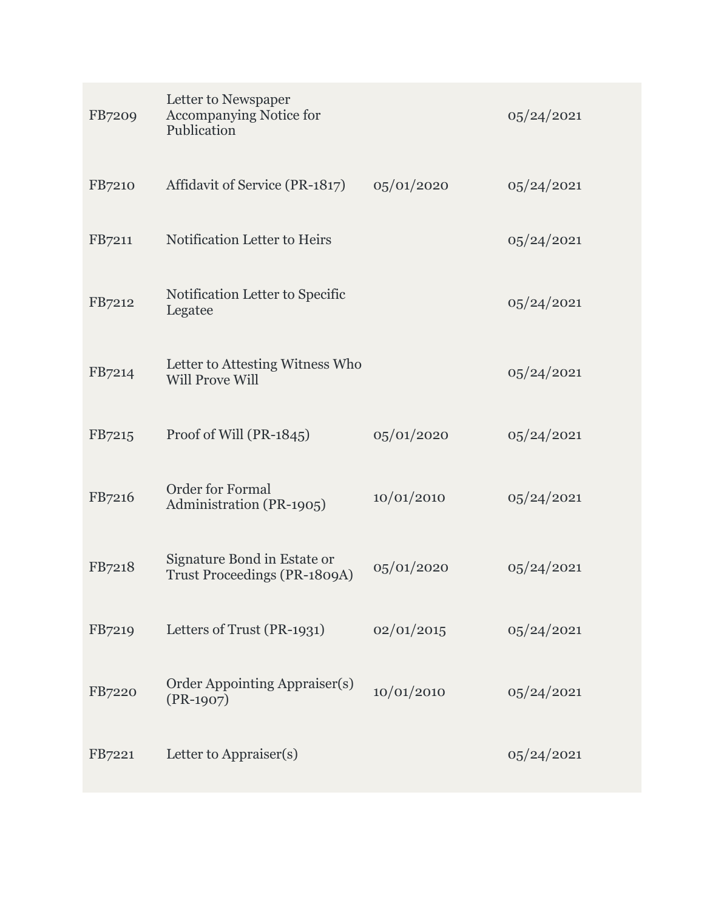| | | | |
|---|---|---|---|
| FB7209 | Letter to Newspaper Accompanying Notice for Publication | | 05/24/2021 |
| FB7210 | Affidavit of Service (PR-1817) | 05/01/2020 | 05/24/2021 |
| FB7211 | Notification Letter to Heirs | | 05/24/2021 |
| FB7212 | Notification Letter to Specific Legatee | | 05/24/2021 |
| FB7214 | Letter to Attesting Witness Who Will Prove Will | | 05/24/2021 |
| FB7215 | Proof of Will (PR-1845) | 05/01/2020 | 05/24/2021 |
| FB7216 | Order for Formal Administration (PR-1905) | 10/01/2010 | 05/24/2021 |
| FB7218 | Signature Bond in Estate or Trust Proceedings (PR-1809A) | 05/01/2020 | 05/24/2021 |
| FB7219 | Letters of Trust (PR-1931) | 02/01/2015 | 05/24/2021 |
| FB7220 | Order Appointing Appraiser(s) (PR-1907) | 10/01/2010 | 05/24/2021 |
| FB7221 | Letter to Appraiser(s) | | 05/24/2021 |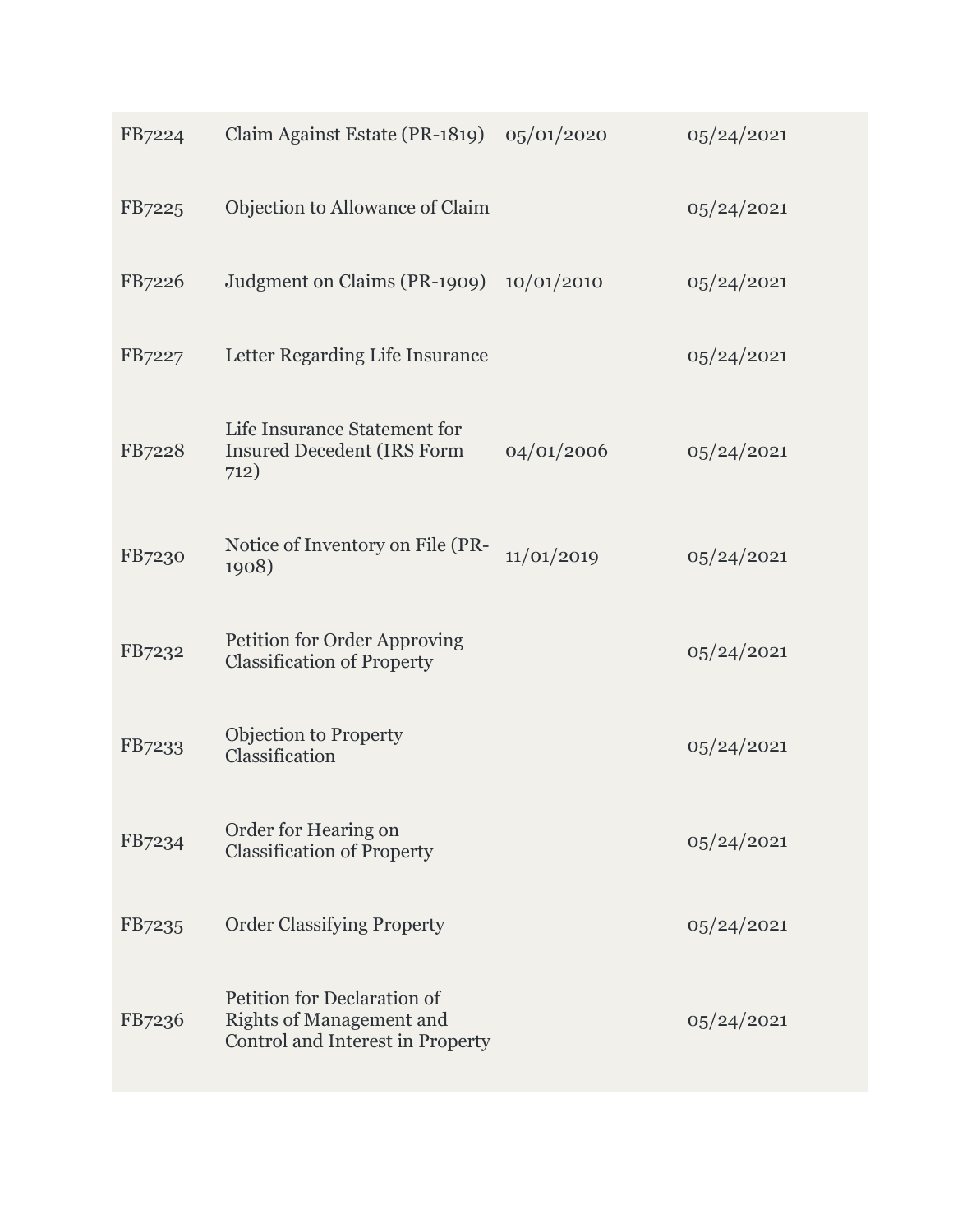| | | | |
|---|---|---|---|
| FB7224 | Claim Against Estate (PR-1819) | 05/01/2020 | 05/24/2021 |
| FB7225 | Objection to Allowance of Claim | | 05/24/2021 |
| FB7226 | Judgment on Claims (PR-1909) | 10/01/2010 | 05/24/2021 |
| FB7227 | Letter Regarding Life Insurance | | 05/24/2021 |
| FB7228 | Life Insurance Statement for Insured Decedent (IRS Form 712) | 04/01/2006 | 05/24/2021 |
| FB7230 | Notice of Inventory on File (PR-1908) | 11/01/2019 | 05/24/2021 |
| FB7232 | Petition for Order Approving Classification of Property | | 05/24/2021 |
| FB7233 | Objection to Property Classification | | 05/24/2021 |
| FB7234 | Order for Hearing on Classification of Property | | 05/24/2021 |
| FB7235 | Order Classifying Property | | 05/24/2021 |
| FB7236 | Petition for Declaration of Rights of Management and Control and Interest in Property | | 05/24/2021 |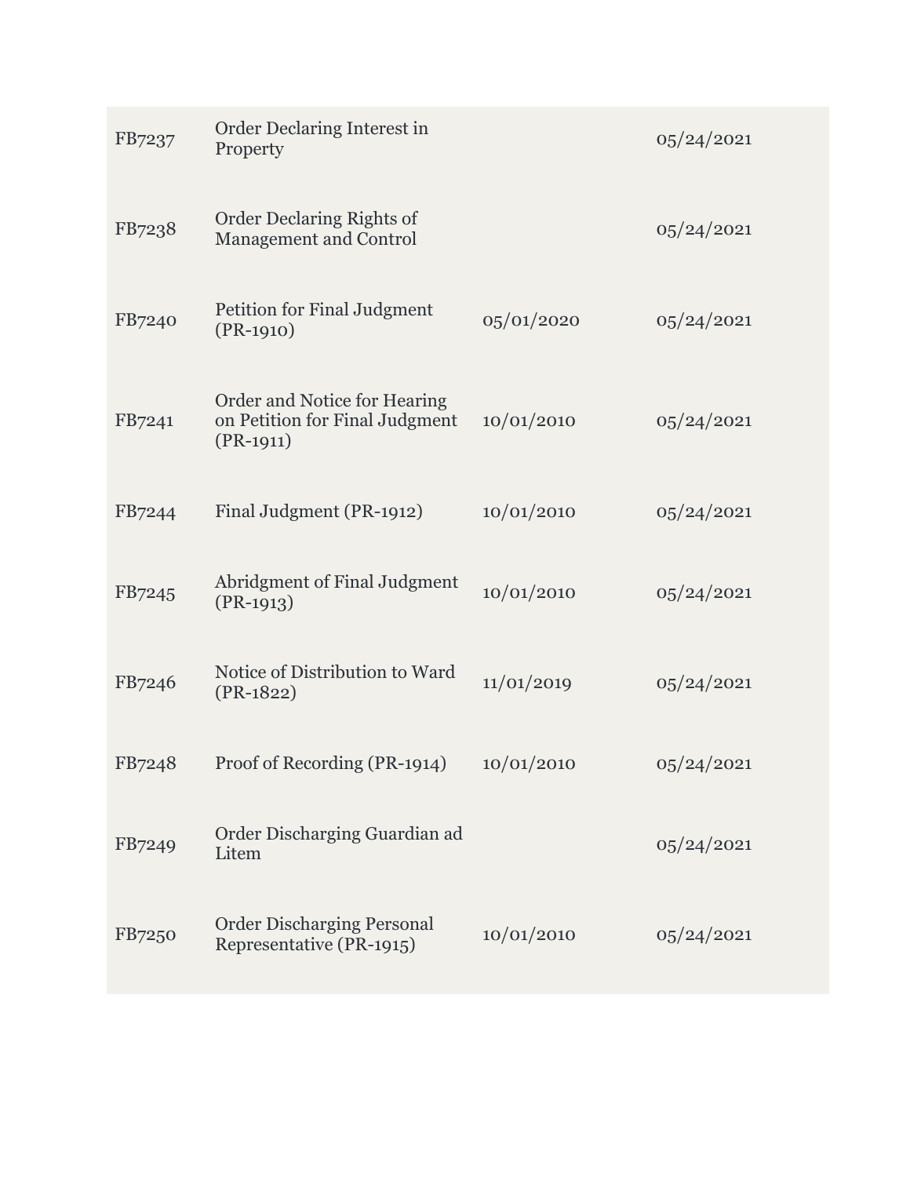| | | | |
|---|---|---|---|
| FB7237 | Order Declaring Interest in Property | | 05/24/2021 |
| FB7238 | Order Declaring Rights of Management and Control | | 05/24/2021 |
| FB7240 | Petition for Final Judgment (PR-1910) | 05/01/2020 | 05/24/2021 |
| FB7241 | Order and Notice for Hearing on Petition for Final Judgment (PR-1911) | 10/01/2010 | 05/24/2021 |
| FB7244 | Final Judgment (PR-1912) | 10/01/2010 | 05/24/2021 |
| FB7245 | Abridgment of Final Judgment (PR-1913) | 10/01/2010 | 05/24/2021 |
| FB7246 | Notice of Distribution to Ward (PR-1822) | 11/01/2019 | 05/24/2021 |
| FB7248 | Proof of Recording (PR-1914) | 10/01/2010 | 05/24/2021 |
| FB7249 | Order Discharging Guardian ad Litem | | 05/24/2021 |
| FB7250 | Order Discharging Personal Representative (PR-1915) | 10/01/2010 | 05/24/2021 |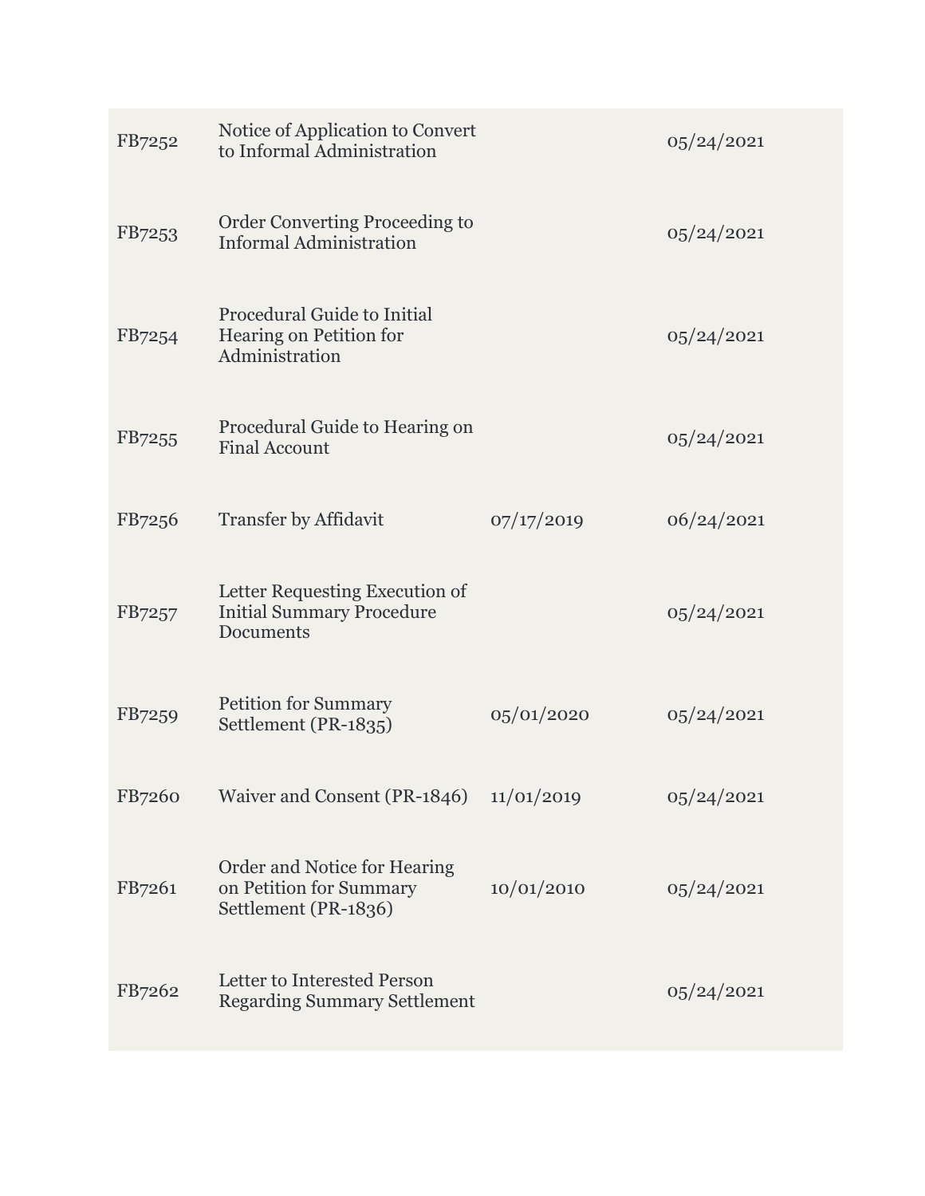| | | | |
|---|---|---|---|
| FB7252 | Notice of Application to Convert to Informal Administration | | 05/24/2021 |
| FB7253 | Order Converting Proceeding to Informal Administration | | 05/24/2021 |
| FB7254 | Procedural Guide to Initial Hearing on Petition for Administration | | 05/24/2021 |
| FB7255 | Procedural Guide to Hearing on Final Account | | 05/24/2021 |
| FB7256 | Transfer by Affidavit | 07/17/2019 | 06/24/2021 |
| FB7257 | Letter Requesting Execution of Initial Summary Procedure Documents | | 05/24/2021 |
| FB7259 | Petition for Summary Settlement (PR-1835) | 05/01/2020 | 05/24/2021 |
| FB7260 | Waiver and Consent (PR-1846) | 11/01/2019 | 05/24/2021 |
| FB7261 | Order and Notice for Hearing on Petition for Summary Settlement (PR-1836) | 10/01/2010 | 05/24/2021 |
| FB7262 | Letter to Interested Person Regarding Summary Settlement | | 05/24/2021 |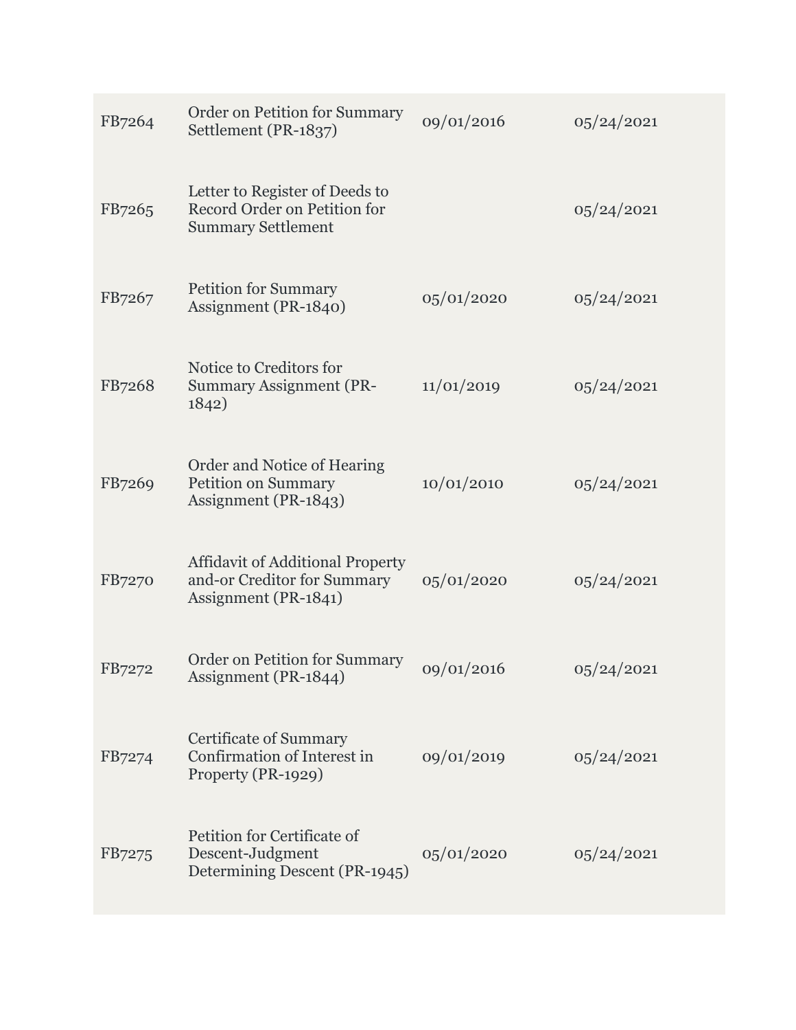| | | | |
|---|---|---|---|
| FB7264 | Order on Petition for Summary Settlement (PR-1837) | 09/01/2016 | 05/24/2021 |
| FB7265 | Letter to Register of Deeds to Record Order on Petition for Summary Settlement | | 05/24/2021 |
| FB7267 | Petition for Summary Assignment (PR-1840) | 05/01/2020 | 05/24/2021 |
| FB7268 | Notice to Creditors for Summary Assignment (PR-1842) | 11/01/2019 | 05/24/2021 |
| FB7269 | Order and Notice of Hearing Petition on Summary Assignment (PR-1843) | 10/01/2010 | 05/24/2021 |
| FB7270 | Affidavit of Additional Property and-or Creditor for Summary Assignment (PR-1841) | 05/01/2020 | 05/24/2021 |
| FB7272 | Order on Petition for Summary Assignment (PR-1844) | 09/01/2016 | 05/24/2021 |
| FB7274 | Certificate of Summary Confirmation of Interest in Property (PR-1929) | 09/01/2019 | 05/24/2021 |
| FB7275 | Petition for Certificate of Descent-Judgment Determining Descent (PR-1945) | 05/01/2020 | 05/24/2021 |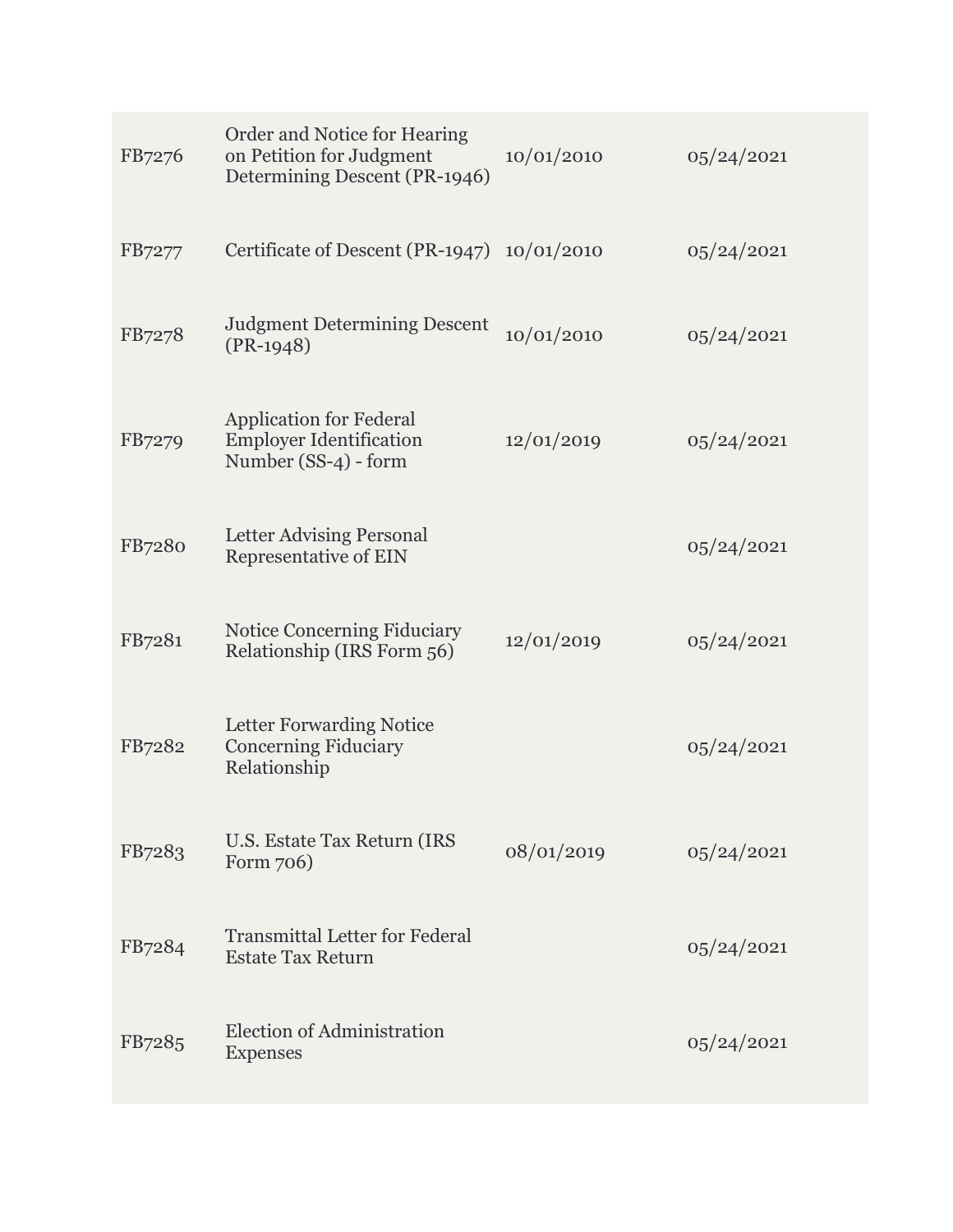| | | | |
|---|---|---|---|
| FB7276 | Order and Notice for Hearing on Petition for Judgment Determining Descent (PR-1946) | 10/01/2010 | 05/24/2021 |
| FB7277 | Certificate of Descent (PR-1947) | 10/01/2010 | 05/24/2021 |
| FB7278 | Judgment Determining Descent (PR-1948) | 10/01/2010 | 05/24/2021 |
| FB7279 | Application for Federal Employer Identification Number (SS-4) - form | 12/01/2019 | 05/24/2021 |
| FB7280 | Letter Advising Personal Representative of EIN | | 05/24/2021 |
| FB7281 | Notice Concerning Fiduciary Relationship (IRS Form 56) | 12/01/2019 | 05/24/2021 |
| FB7282 | Letter Forwarding Notice Concerning Fiduciary Relationship | | 05/24/2021 |
| FB7283 | U.S. Estate Tax Return (IRS Form 706) | 08/01/2019 | 05/24/2021 |
| FB7284 | Transmittal Letter for Federal Estate Tax Return | | 05/24/2021 |
| FB7285 | Election of Administration Expenses | | 05/24/2021 |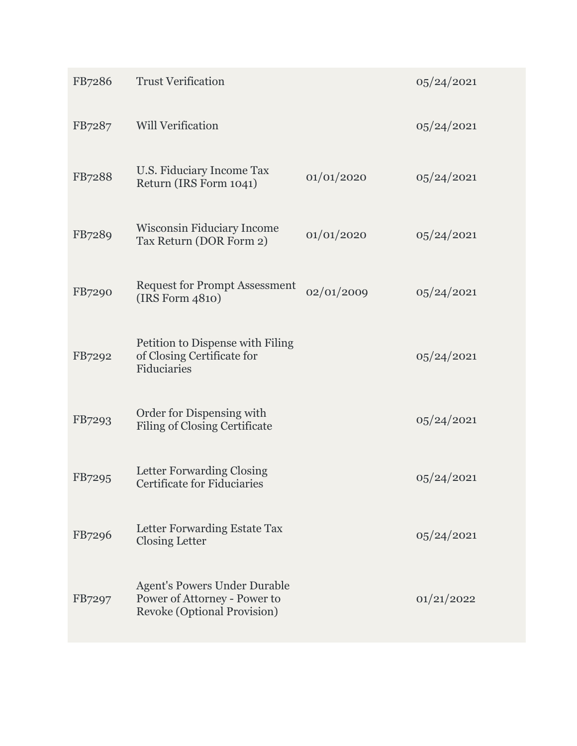| | | | |
|---|---|---|---|
| FB7286 | Trust Verification | | 05/24/2021 |
| FB7287 | Will Verification | | 05/24/2021 |
| FB7288 | U.S. Fiduciary Income Tax Return (IRS Form 1041) | 01/01/2020 | 05/24/2021 |
| FB7289 | Wisconsin Fiduciary Income Tax Return (DOR Form 2) | 01/01/2020 | 05/24/2021 |
| FB7290 | Request for Prompt Assessment (IRS Form 4810) | 02/01/2009 | 05/24/2021 |
| FB7292 | Petition to Dispense with Filing of Closing Certificate for Fiduciaries | | 05/24/2021 |
| FB7293 | Order for Dispensing with Filing of Closing Certificate | | 05/24/2021 |
| FB7295 | Letter Forwarding Closing Certificate for Fiduciaries | | 05/24/2021 |
| FB7296 | Letter Forwarding Estate Tax Closing Letter | | 05/24/2021 |
| FB7297 | Agent's Powers Under Durable Power of Attorney - Power to Revoke (Optional Provision) | | 01/21/2022 |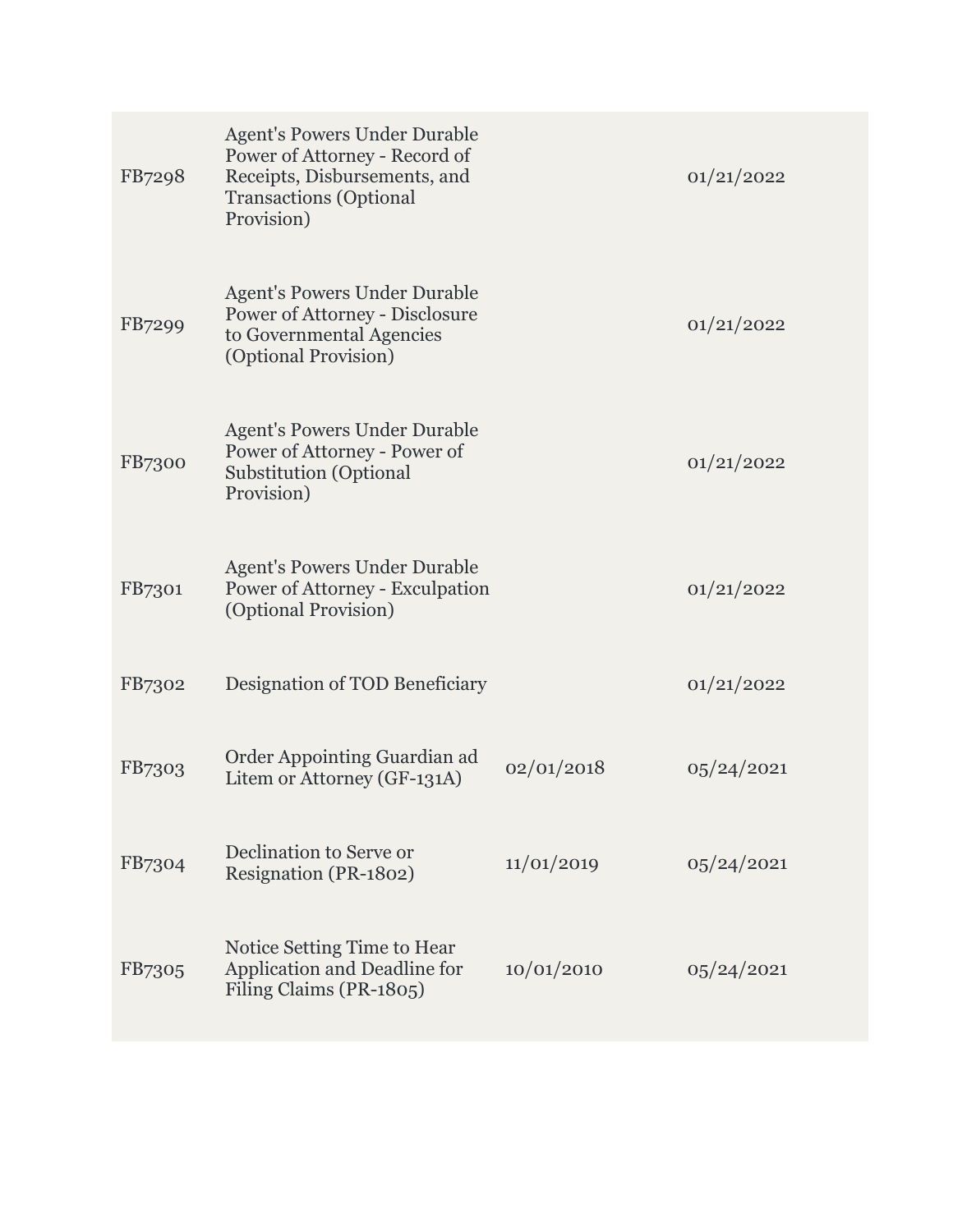| | | | |
|---|---|---|---|
| FB7298 | Agent's Powers Under Durable Power of Attorney - Record of Receipts, Disbursements, and Transactions (Optional Provision) | | 01/21/2022 |
| FB7299 | Agent's Powers Under Durable Power of Attorney - Disclosure to Governmental Agencies (Optional Provision) | | 01/21/2022 |
| FB7300 | Agent's Powers Under Durable Power of Attorney - Power of Substitution (Optional Provision) | | 01/21/2022 |
| FB7301 | Agent's Powers Under Durable Power of Attorney - Exculpation (Optional Provision) | | 01/21/2022 |
| FB7302 | Designation of TOD Beneficiary | | 01/21/2022 |
| FB7303 | Order Appointing Guardian ad Litem or Attorney (GF-131A) | 02/01/2018 | 05/24/2021 |
| FB7304 | Declination to Serve or Resignation (PR-1802) | 11/01/2019 | 05/24/2021 |
| FB7305 | Notice Setting Time to Hear Application and Deadline for Filing Claims (PR-1805) | 10/01/2010 | 05/24/2021 |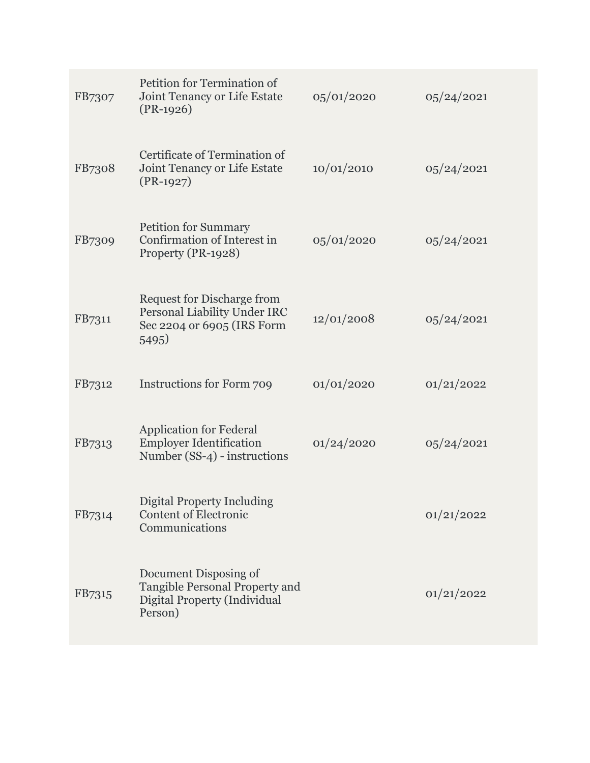| | | | |
|---|---|---|---|
| FB7307 | Petition for Termination of Joint Tenancy or Life Estate (PR-1926) | 05/01/2020 | 05/24/2021 |
| FB7308 | Certificate of Termination of Joint Tenancy or Life Estate (PR-1927) | 10/01/2010 | 05/24/2021 |
| FB7309 | Petition for Summary Confirmation of Interest in Property (PR-1928) | 05/01/2020 | 05/24/2021 |
| FB7311 | Request for Discharge from Personal Liability Under IRC Sec 2204 or 6905 (IRS Form 5495) | 12/01/2008 | 05/24/2021 |
| FB7312 | Instructions for Form 709 | 01/01/2020 | 01/21/2022 |
| FB7313 | Application for Federal Employer Identification Number (SS-4) - instructions | 01/24/2020 | 05/24/2021 |
| FB7314 | Digital Property Including Content of Electronic Communications | | 01/21/2022 |
| FB7315 | Document Disposing of Tangible Personal Property and Digital Property (Individual Person) | | 01/21/2022 |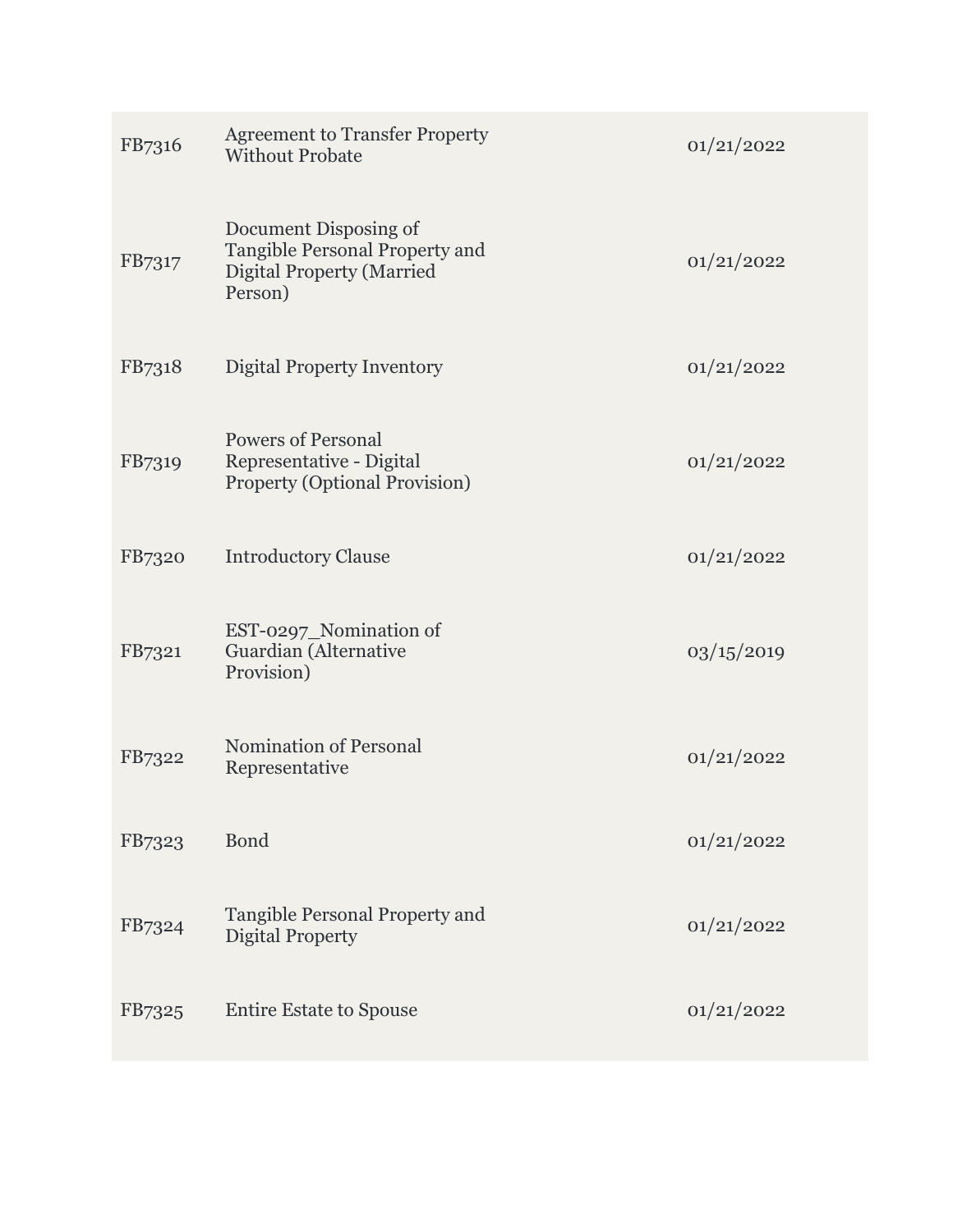| | | |
|---|---|---|
| FB7316 | Agreement to Transfer Property Without Probate | 01/21/2022 |
| FB7317 | Document Disposing of Tangible Personal Property and Digital Property (Married Person) | 01/21/2022 |
| FB7318 | Digital Property Inventory | 01/21/2022 |
| FB7319 | Powers of Personal Representative - Digital Property (Optional Provision) | 01/21/2022 |
| FB7320 | Introductory Clause | 01/21/2022 |
| FB7321 | EST-0297_Nomination of Guardian (Alternative Provision) | 03/15/2019 |
| FB7322 | Nomination of Personal Representative | 01/21/2022 |
| FB7323 | Bond | 01/21/2022 |
| FB7324 | Tangible Personal Property and Digital Property | 01/21/2022 |
| FB7325 | Entire Estate to Spouse | 01/21/2022 |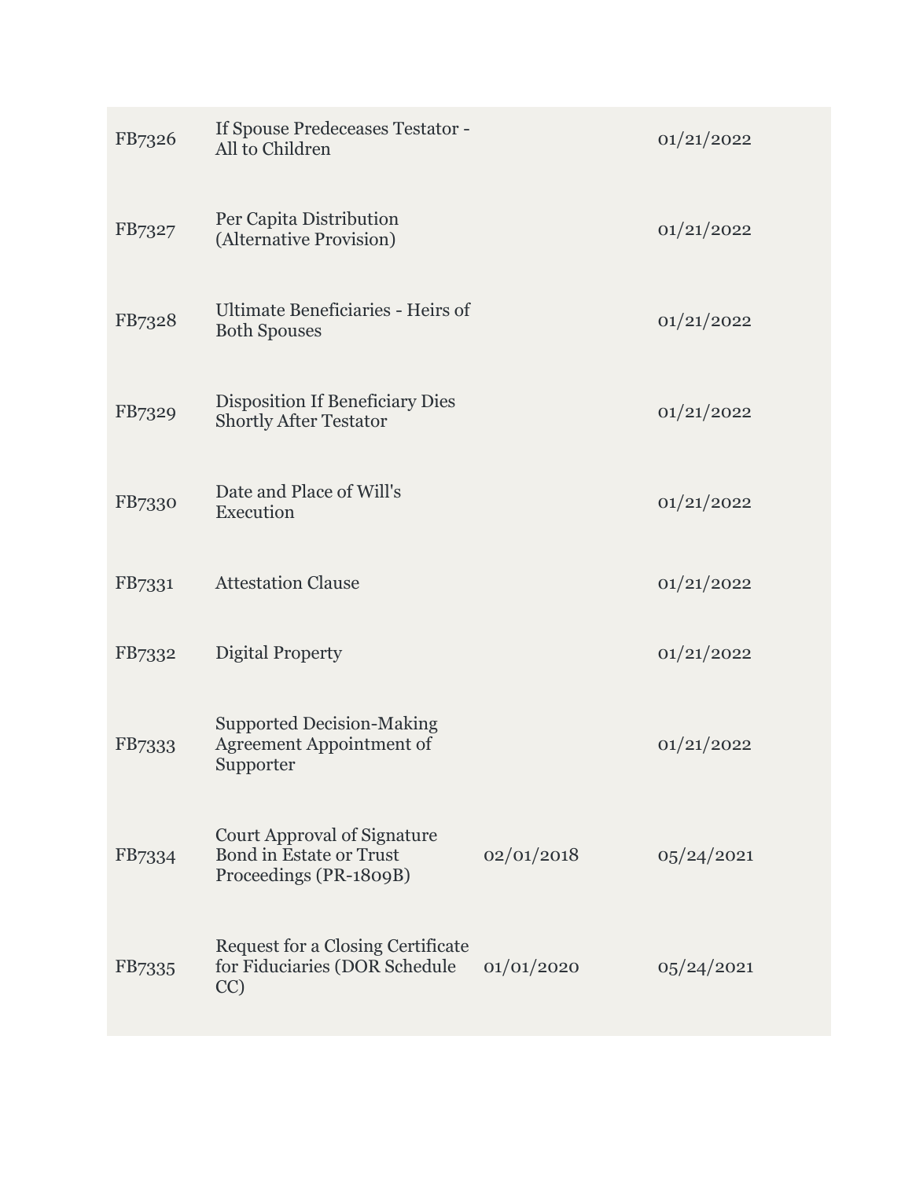| | | | |
|---|---|---|---|
| FB7326 | If Spouse Predeceases Testator - All to Children | | 01/21/2022 |
| FB7327 | Per Capita Distribution (Alternative Provision) | | 01/21/2022 |
| FB7328 | Ultimate Beneficiaries - Heirs of Both Spouses | | 01/21/2022 |
| FB7329 | Disposition If Beneficiary Dies Shortly After Testator | | 01/21/2022 |
| FB7330 | Date and Place of Will's Execution | | 01/21/2022 |
| FB7331 | Attestation Clause | | 01/21/2022 |
| FB7332 | Digital Property | | 01/21/2022 |
| FB7333 | Supported Decision-Making Agreement Appointment of Supporter | | 01/21/2022 |
| FB7334 | Court Approval of Signature Bond in Estate or Trust Proceedings (PR-1809B) | 02/01/2018 | 05/24/2021 |
| FB7335 | Request for a Closing Certificate for Fiduciaries (DOR Schedule CC) | 01/01/2020 | 05/24/2021 |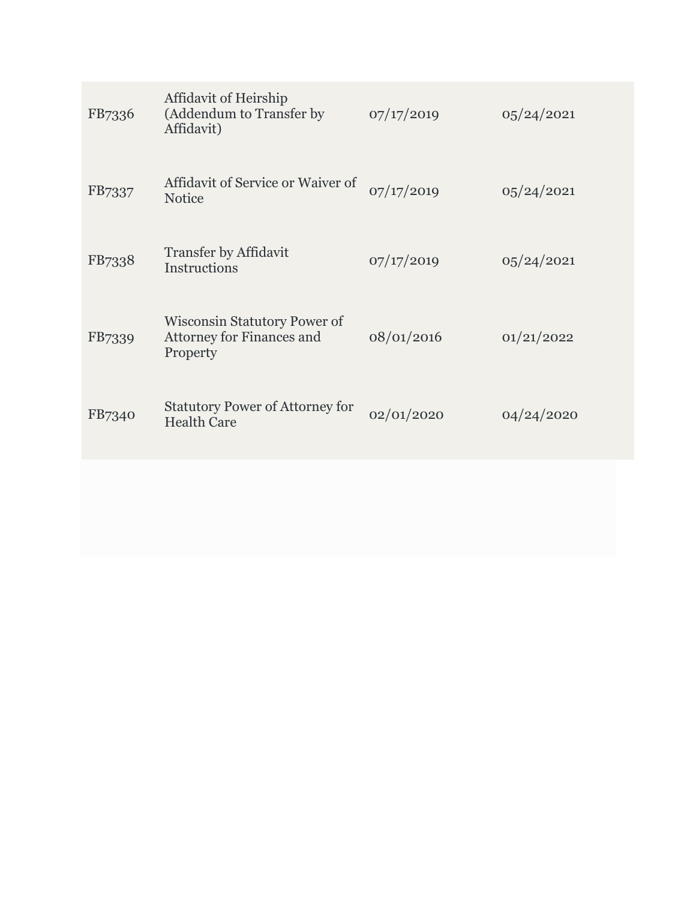| | | | |
|---|---|---|---|
| FB7336 | Affidavit of Heirship (Addendum to Transfer by Affidavit) | 07/17/2019 | 05/24/2021 |
| FB7337 | Affidavit of Service or Waiver of Notice | 07/17/2019 | 05/24/2021 |
| FB7338 | Transfer by Affidavit Instructions | 07/17/2019 | 05/24/2021 |
| FB7339 | Wisconsin Statutory Power of Attorney for Finances and Property | 08/01/2016 | 01/21/2022 |
| FB7340 | Statutory Power of Attorney for Health Care | 02/01/2020 | 04/24/2020 |